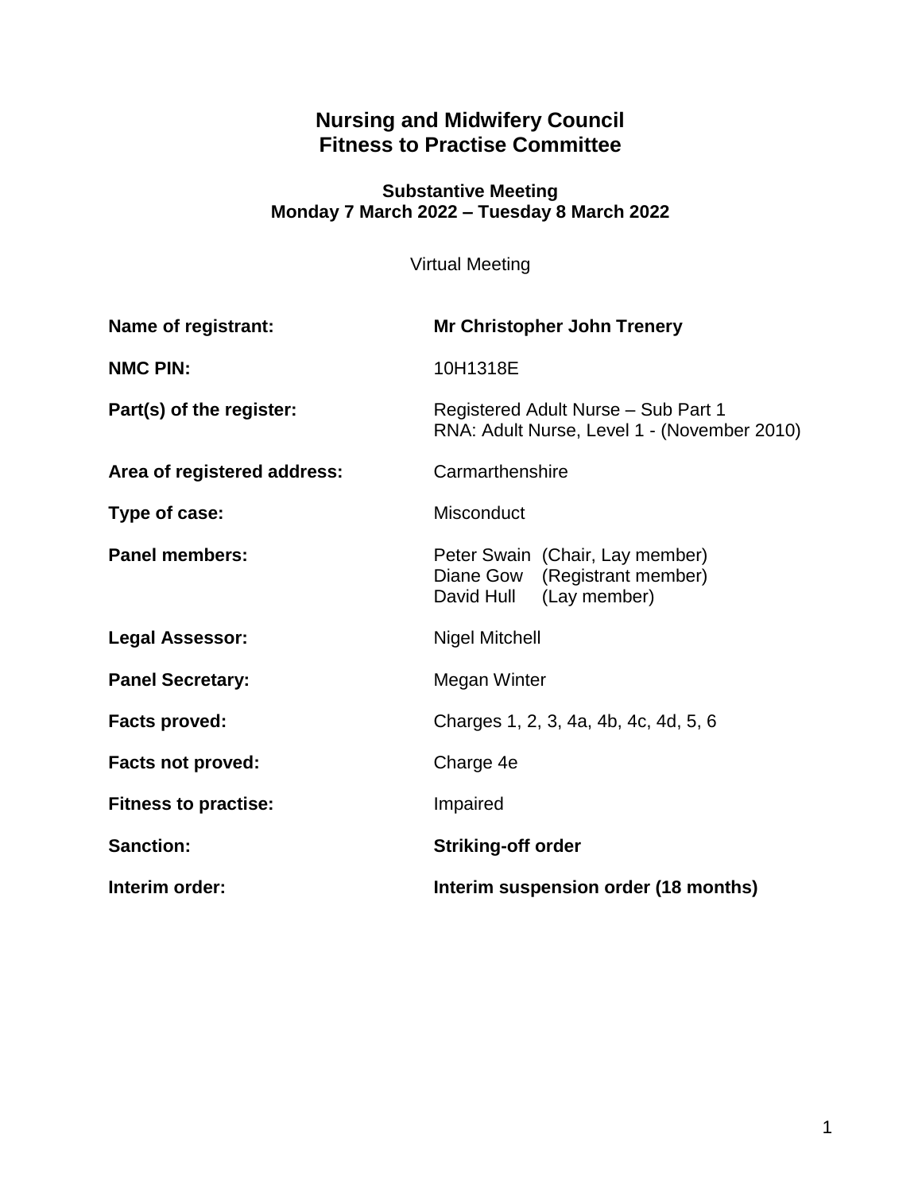# Nursing and Midwifery Council
# Fitness to Practise Committee

### Substantive Meeting
### Monday 7 March 2022 – Tuesday 8 March 2022

Virtual Meeting

| | |
|---|---|
| **Name of registrant:** | **Mr Christopher John Trenery** |
| **NMC PIN:** | 10H1318E |
| **Part(s) of the register:** | Registered Adult Nurse – Sub Part 1<br>RNA: Adult Nurse, Level 1 - (November 2010) |
| **Area of registered address:** | Carmarthenshire |
| **Type of case:** | Misconduct |
| **Panel members:** | Peter Swain (Chair, Lay member)<br>Diane Gow (Registrant member)<br>David Hull (Lay member) |
| **Legal Assessor:** | Nigel Mitchell |
| **Panel Secretary:** | Megan Winter |
| **Facts proved:** | Charges 1, 2, 3, 4a, 4b, 4c, 4d, 5, 6 |
| **Facts not proved:** | Charge 4e |
| **Fitness to practise:** | Impaired |
| **Sanction:** | **Striking-off order** |
| **Interim order:** | **Interim suspension order (18 months)** |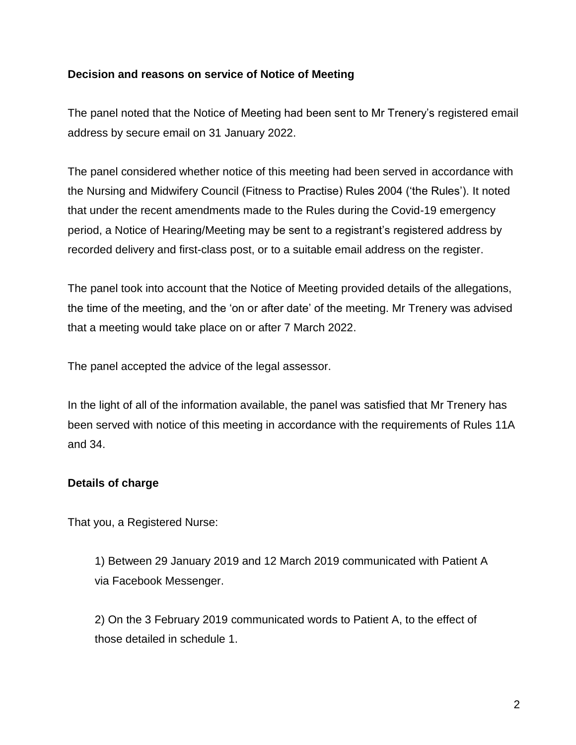**Decision and reasons on service of Notice of Meeting**

The panel noted that the Notice of Meeting had been sent to Mr Trenery's registered email address by secure email on 31 January 2022.

The panel considered whether notice of this meeting had been served in accordance with the Nursing and Midwifery Council (Fitness to Practise) Rules 2004 ('the Rules'). It noted that under the recent amendments made to the Rules during the Covid-19 emergency period, a Notice of Hearing/Meeting may be sent to a registrant's registered address by recorded delivery and first-class post, or to a suitable email address on the register.

The panel took into account that the Notice of Meeting provided details of the allegations, the time of the meeting, and the 'on or after date' of the meeting. Mr Trenery was advised that a meeting would take place on or after 7 March 2022.

The panel accepted the advice of the legal assessor.

In the light of all of the information available, the panel was satisfied that Mr Trenery has been served with notice of this meeting in accordance with the requirements of Rules 11A and 34.

**Details of charge**

That you, a Registered Nurse:

> 1) Between 29 January 2019 and 12 March 2019 communicated with Patient A via Facebook Messenger.
>
> 2) On the 3 February 2019 communicated words to Patient A, to the effect of those detailed in schedule 1.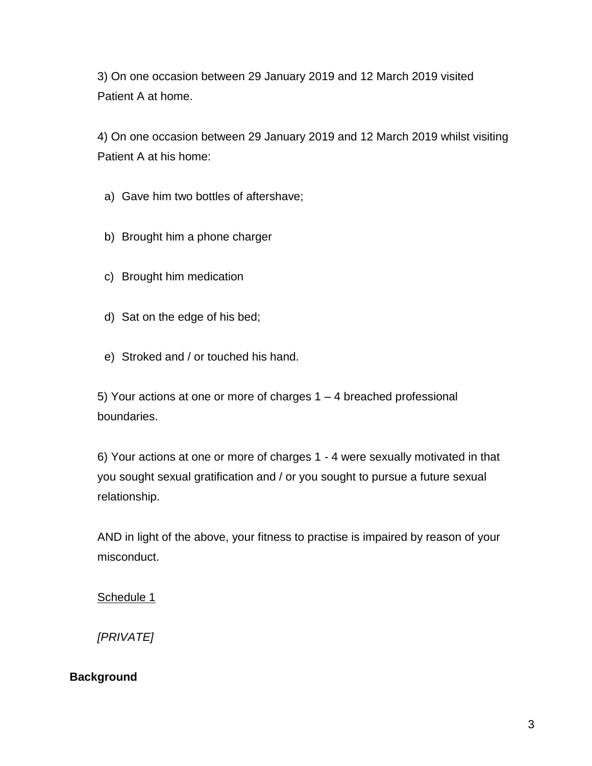3) On one occasion between 29 January 2019 and 12 March 2019 visited Patient A at home.

4) On one occasion between 29 January 2019 and 12 March 2019 whilst visiting Patient A at his home:

a) Gave him two bottles of aftershave;

b) Brought him a phone charger

c) Brought him medication

d) Sat on the edge of his bed;

e) Stroked and / or touched his hand.

5) Your actions at one or more of charges 1 – 4 breached professional boundaries.

6) Your actions at one or more of charges 1 - 4 were sexually motivated in that you sought sexual gratification and / or you sought to pursue a future sexual relationship.

AND in light of the above, your fitness to practise is impaired by reason of your misconduct.

<u>Schedule 1</u>

*[PRIVATE]*

**Background**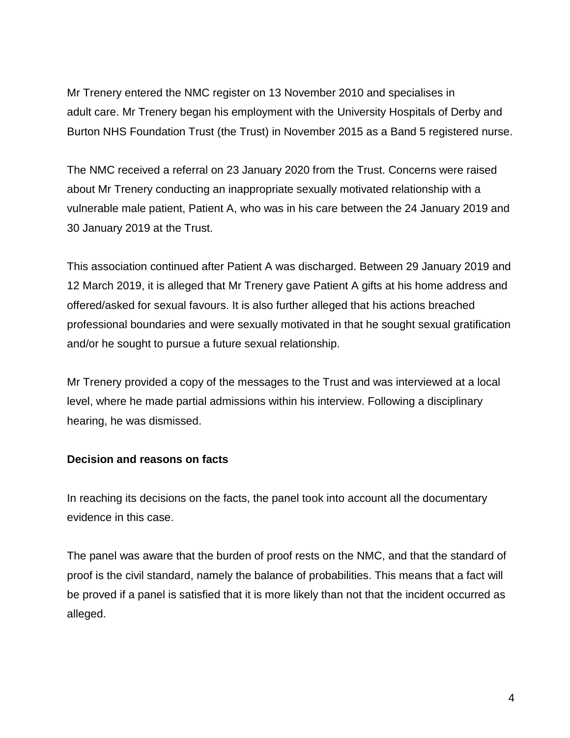Mr Trenery entered the NMC register on 13 November 2010 and specialises in adult care. Mr Trenery began his employment with the University Hospitals of Derby and Burton NHS Foundation Trust (the Trust) in November 2015 as a Band 5 registered nurse.

The NMC received a referral on 23 January 2020 from the Trust. Concerns were raised about Mr Trenery conducting an inappropriate sexually motivated relationship with a vulnerable male patient, Patient A, who was in his care between the 24 January 2019 and 30 January 2019 at the Trust.

This association continued after Patient A was discharged. Between 29 January 2019 and 12 March 2019, it is alleged that Mr Trenery gave Patient A gifts at his home address and offered/asked for sexual favours. It is also further alleged that his actions breached professional boundaries and were sexually motivated in that he sought sexual gratification and/or he sought to pursue a future sexual relationship.

Mr Trenery provided a copy of the messages to the Trust and was interviewed at a local level, where he made partial admissions within his interview. Following a disciplinary hearing, he was dismissed.

**Decision and reasons on facts**

In reaching its decisions on the facts, the panel took into account all the documentary evidence in this case.

The panel was aware that the burden of proof rests on the NMC, and that the standard of proof is the civil standard, namely the balance of probabilities. This means that a fact will be proved if a panel is satisfied that it is more likely than not that the incident occurred as alleged.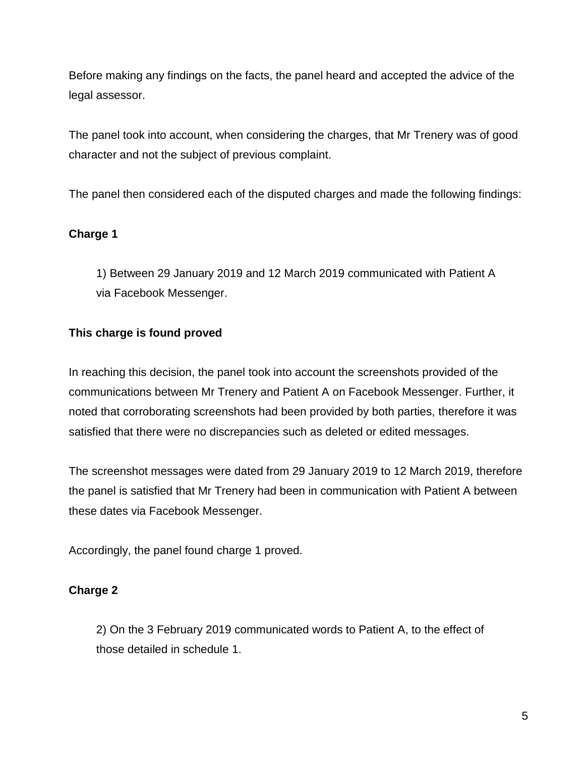Before making any findings on the facts, the panel heard and accepted the advice of the legal assessor.

The panel took into account, when considering the charges, that Mr Trenery was of good character and not the subject of previous complaint.

The panel then considered each of the disputed charges and made the following findings:

**Charge 1**

> 1) Between 29 January 2019 and 12 March 2019 communicated with Patient A via Facebook Messenger.

**This charge is found proved**

In reaching this decision, the panel took into account the screenshots provided of the communications between Mr Trenery and Patient A on Facebook Messenger. Further, it noted that corroborating screenshots had been provided by both parties, therefore it was satisfied that there were no discrepancies such as deleted or edited messages.

The screenshot messages were dated from 29 January 2019 to 12 March 2019, therefore the panel is satisfied that Mr Trenery had been in communication with Patient A between these dates via Facebook Messenger.

Accordingly, the panel found charge 1 proved.

**Charge 2**

> 2) On the 3 February 2019 communicated words to Patient A, to the effect of those detailed in schedule 1.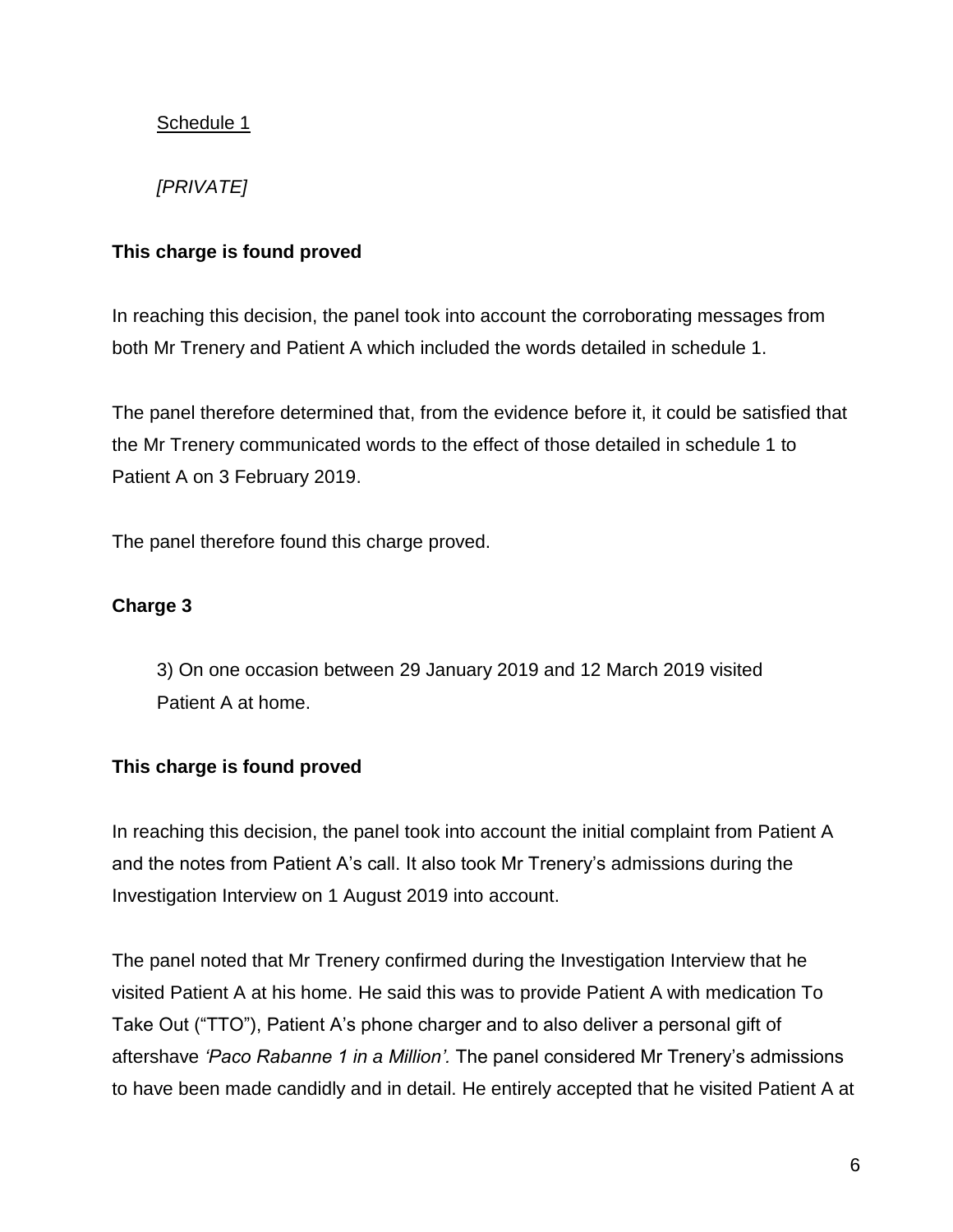Schedule 1

*[PRIVATE]*

**This charge is found proved**

In reaching this decision, the panel took into account the corroborating messages from both Mr Trenery and Patient A which included the words detailed in schedule 1.

The panel therefore determined that, from the evidence before it, it could be satisfied that the Mr Trenery communicated words to the effect of those detailed in schedule 1 to Patient A on 3 February 2019.

The panel therefore found this charge proved.

**Charge 3**

3) On one occasion between 29 January 2019 and 12 March 2019 visited Patient A at home.

**This charge is found proved**

In reaching this decision, the panel took into account the initial complaint from Patient A and the notes from Patient A's call. It also took Mr Trenery's admissions during the Investigation Interview on 1 August 2019 into account.

The panel noted that Mr Trenery confirmed during the Investigation Interview that he visited Patient A at his home. He said this was to provide Patient A with medication To Take Out ("TTO"), Patient A's phone charger and to also deliver a personal gift of aftershave *'Paco Rabanne 1 in a Million'.* The panel considered Mr Trenery's admissions to have been made candidly and in detail. He entirely accepted that he visited Patient A at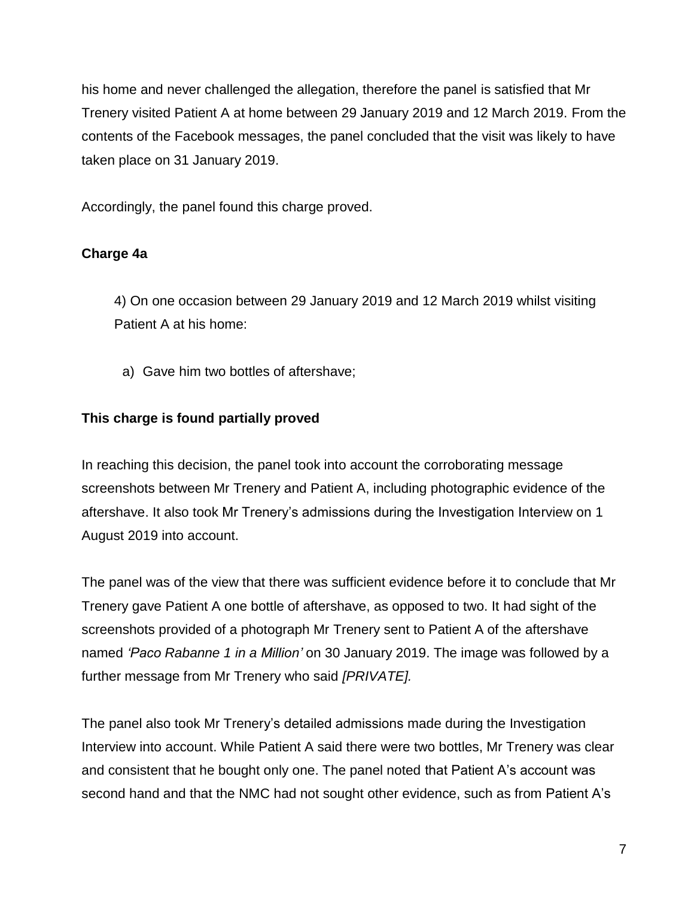his home and never challenged the allegation, therefore the panel is satisfied that Mr Trenery visited Patient A at home between 29 January 2019 and 12 March 2019. From the contents of the Facebook messages, the panel concluded that the visit was likely to have taken place on 31 January 2019.

Accordingly, the panel found this charge proved.

**Charge 4a**

> 4) On one occasion between 29 January 2019 and 12 March 2019 whilst visiting Patient A at his home:
>
> a) Gave him two bottles of aftershave;

**This charge is found partially proved**

In reaching this decision, the panel took into account the corroborating message screenshots between Mr Trenery and Patient A, including photographic evidence of the aftershave. It also took Mr Trenery's admissions during the Investigation Interview on 1 August 2019 into account.

The panel was of the view that there was sufficient evidence before it to conclude that Mr Trenery gave Patient A one bottle of aftershave, as opposed to two. It had sight of the screenshots provided of a photograph Mr Trenery sent to Patient A of the aftershave named *'Paco Rabanne 1 in a Million'* on 30 January 2019. The image was followed by a further message from Mr Trenery who said *[PRIVATE].*

The panel also took Mr Trenery's detailed admissions made during the Investigation Interview into account. While Patient A said there were two bottles, Mr Trenery was clear and consistent that he bought only one. The panel noted that Patient A's account was second hand and that the NMC had not sought other evidence, such as from Patient A's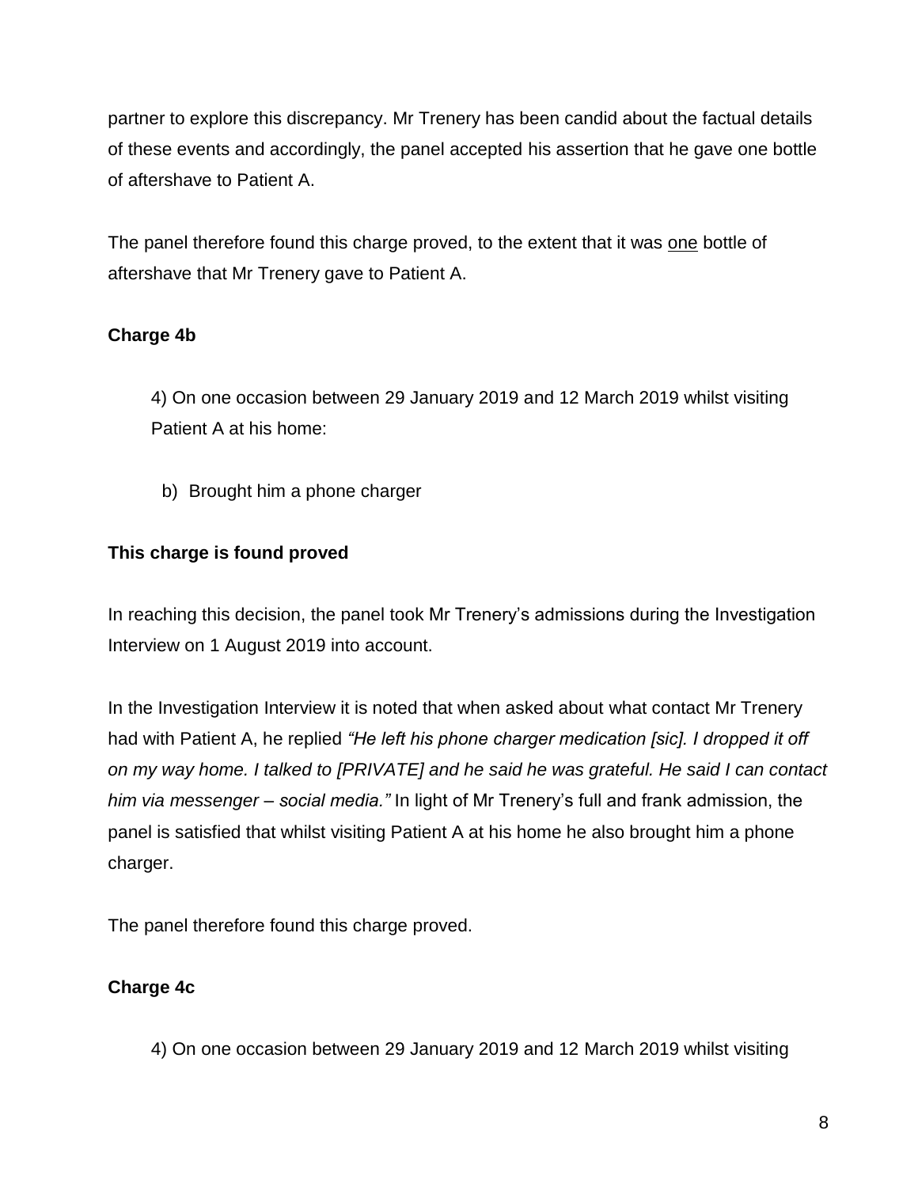partner to explore this discrepancy. Mr Trenery has been candid about the factual details of these events and accordingly, the panel accepted his assertion that he gave one bottle of aftershave to Patient A.

The panel therefore found this charge proved, to the extent that it was <u>one</u> bottle of aftershave that Mr Trenery gave to Patient A.

**Charge 4b**

> 4) On one occasion between 29 January 2019 and 12 March 2019 whilst visiting Patient A at his home:
>
> b) Brought him a phone charger

**This charge is found proved**

In reaching this decision, the panel took Mr Trenery's admissions during the Investigation Interview on 1 August 2019 into account.

In the Investigation Interview it is noted that when asked about what contact Mr Trenery had with Patient A, he replied *"He left his phone charger medication [sic]. I dropped it off on my way home. I talked to [PRIVATE] and he said he was grateful. He said I can contact him via messenger – social media."* In light of Mr Trenery's full and frank admission, the panel is satisfied that whilst visiting Patient A at his home he also brought him a phone charger.

The panel therefore found this charge proved.

**Charge 4c**

> 4) On one occasion between 29 January 2019 and 12 March 2019 whilst visiting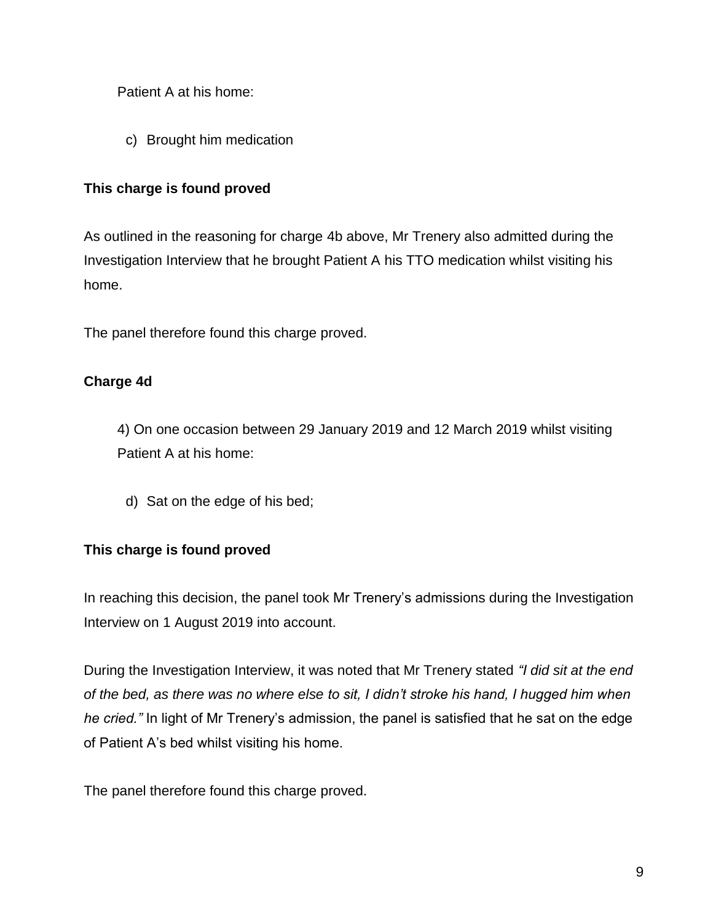Patient A at his home:

c) Brought him medication

**This charge is found proved**

As outlined in the reasoning for charge 4b above, Mr Trenery also admitted during the Investigation Interview that he brought Patient A his TTO medication whilst visiting his home.

The panel therefore found this charge proved.

**Charge 4d**

4) On one occasion between 29 January 2019 and 12 March 2019 whilst visiting Patient A at his home:

d) Sat on the edge of his bed;

**This charge is found proved**

In reaching this decision, the panel took Mr Trenery's admissions during the Investigation Interview on 1 August 2019 into account.

During the Investigation Interview, it was noted that Mr Trenery stated *"I did sit at the end of the bed, as there was no where else to sit, I didn't stroke his hand, I hugged him when he cried."* In light of Mr Trenery's admission, the panel is satisfied that he sat on the edge of Patient A's bed whilst visiting his home.

The panel therefore found this charge proved.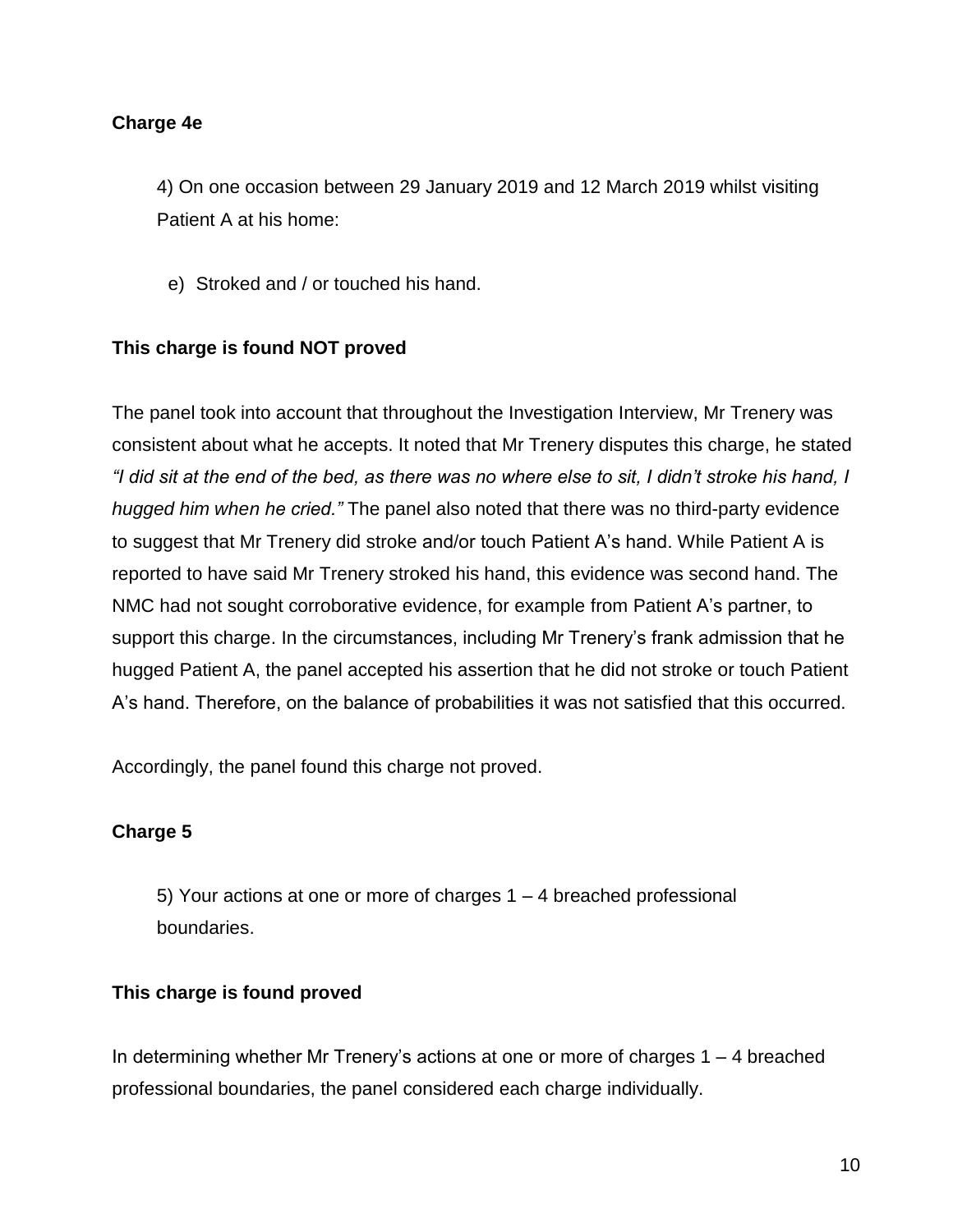**Charge 4e**

> 4) On one occasion between 29 January 2019 and 12 March 2019 whilst visiting Patient A at his home:
>
> e) Stroked and / or touched his hand.

**This charge is found NOT proved**

The panel took into account that throughout the Investigation Interview, Mr Trenery was consistent about what he accepts. It noted that Mr Trenery disputes this charge, he stated *"I did sit at the end of the bed, as there was no where else to sit, I didn't stroke his hand, I hugged him when he cried."* The panel also noted that there was no third-party evidence to suggest that Mr Trenery did stroke and/or touch Patient A's hand. While Patient A is reported to have said Mr Trenery stroked his hand, this evidence was second hand. The NMC had not sought corroborative evidence, for example from Patient A's partner, to support this charge. In the circumstances, including Mr Trenery's frank admission that he hugged Patient A, the panel accepted his assertion that he did not stroke or touch Patient A's hand. Therefore, on the balance of probabilities it was not satisfied that this occurred.

Accordingly, the panel found this charge not proved.

**Charge 5**

> 5) Your actions at one or more of charges 1 – 4 breached professional boundaries.

**This charge is found proved**

In determining whether Mr Trenery's actions at one or more of charges 1 – 4 breached professional boundaries, the panel considered each charge individually.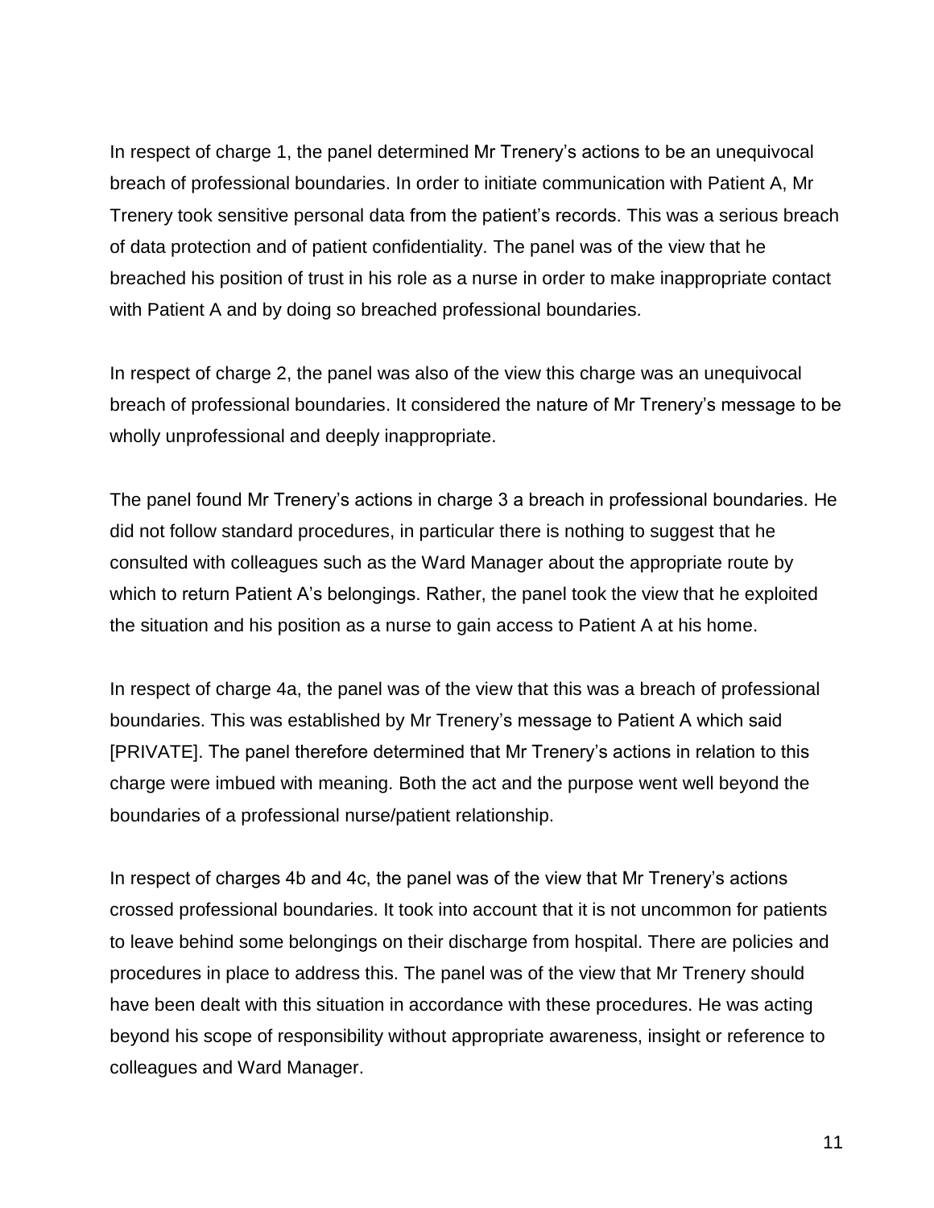In respect of charge 1, the panel determined Mr Trenery's actions to be an unequivocal breach of professional boundaries. In order to initiate communication with Patient A, Mr Trenery took sensitive personal data from the patient's records. This was a serious breach of data protection and of patient confidentiality. The panel was of the view that he breached his position of trust in his role as a nurse in order to make inappropriate contact with Patient A and by doing so breached professional boundaries.

In respect of charge 2, the panel was also of the view this charge was an unequivocal breach of professional boundaries. It considered the nature of Mr Trenery's message to be wholly unprofessional and deeply inappropriate.

The panel found Mr Trenery's actions in charge 3 a breach in professional boundaries. He did not follow standard procedures, in particular there is nothing to suggest that he consulted with colleagues such as the Ward Manager about the appropriate route by which to return Patient A's belongings. Rather, the panel took the view that he exploited the situation and his position as a nurse to gain access to Patient A at his home.

In respect of charge 4a, the panel was of the view that this was a breach of professional boundaries. This was established by Mr Trenery's message to Patient A which said [PRIVATE]. The panel therefore determined that Mr Trenery's actions in relation to this charge were imbued with meaning. Both the act and the purpose went well beyond the boundaries of a professional nurse/patient relationship.

In respect of charges 4b and 4c, the panel was of the view that Mr Trenery's actions crossed professional boundaries. It took into account that it is not uncommon for patients to leave behind some belongings on their discharge from hospital. There are policies and procedures in place to address this. The panel was of the view that Mr Trenery should have been dealt with this situation in accordance with these procedures. He was acting beyond his scope of responsibility without appropriate awareness, insight or reference to colleagues and Ward Manager.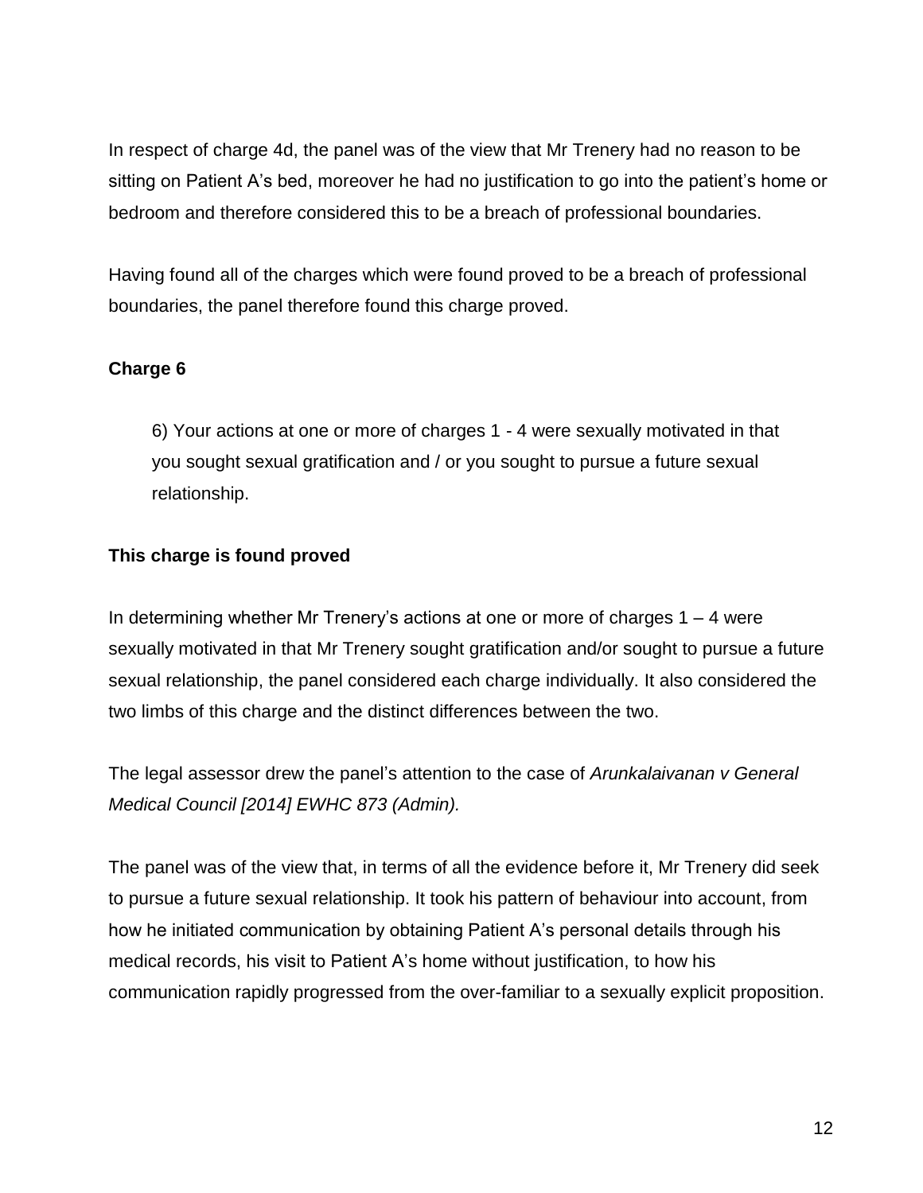In respect of charge 4d, the panel was of the view that Mr Trenery had no reason to be sitting on Patient A's bed, moreover he had no justification to go into the patient's home or bedroom and therefore considered this to be a breach of professional boundaries.

Having found all of the charges which were found proved to be a breach of professional boundaries, the panel therefore found this charge proved.

**Charge 6**

> 6) Your actions at one or more of charges 1 - 4 were sexually motivated in that you sought sexual gratification and / or you sought to pursue a future sexual relationship.

**This charge is found proved**

In determining whether Mr Trenery's actions at one or more of charges 1 – 4 were sexually motivated in that Mr Trenery sought gratification and/or sought to pursue a future sexual relationship, the panel considered each charge individually. It also considered the two limbs of this charge and the distinct differences between the two.

The legal assessor drew the panel's attention to the case of *Arunkalaivanan v General Medical Council [2014] EWHC 873 (Admin).*

The panel was of the view that, in terms of all the evidence before it, Mr Trenery did seek to pursue a future sexual relationship. It took his pattern of behaviour into account, from how he initiated communication by obtaining Patient A's personal details through his medical records, his visit to Patient A's home without justification, to how his communication rapidly progressed from the over-familiar to a sexually explicit proposition.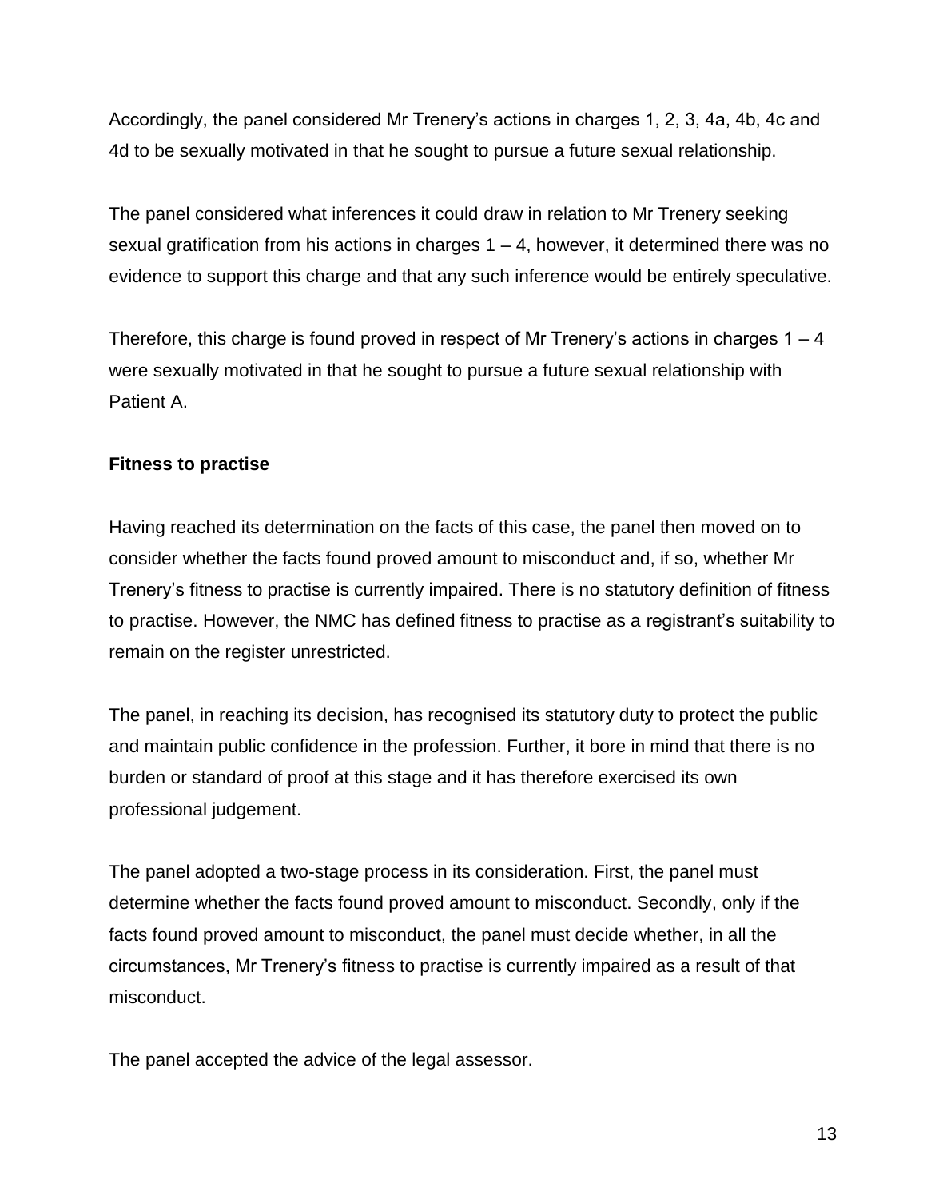Accordingly, the panel considered Mr Trenery's actions in charges 1, 2, 3, 4a, 4b, 4c and 4d to be sexually motivated in that he sought to pursue a future sexual relationship.

The panel considered what inferences it could draw in relation to Mr Trenery seeking sexual gratification from his actions in charges 1 – 4, however, it determined there was no evidence to support this charge and that any such inference would be entirely speculative.

Therefore, this charge is found proved in respect of Mr Trenery's actions in charges 1 – 4 were sexually motivated in that he sought to pursue a future sexual relationship with Patient A.

**Fitness to practise**

Having reached its determination on the facts of this case, the panel then moved on to consider whether the facts found proved amount to misconduct and, if so, whether Mr Trenery's fitness to practise is currently impaired. There is no statutory definition of fitness to practise. However, the NMC has defined fitness to practise as a registrant's suitability to remain on the register unrestricted.

The panel, in reaching its decision, has recognised its statutory duty to protect the public and maintain public confidence in the profession. Further, it bore in mind that there is no burden or standard of proof at this stage and it has therefore exercised its own professional judgement.

The panel adopted a two-stage process in its consideration. First, the panel must determine whether the facts found proved amount to misconduct. Secondly, only if the facts found proved amount to misconduct, the panel must decide whether, in all the circumstances, Mr Trenery's fitness to practise is currently impaired as a result of that misconduct.

The panel accepted the advice of the legal assessor.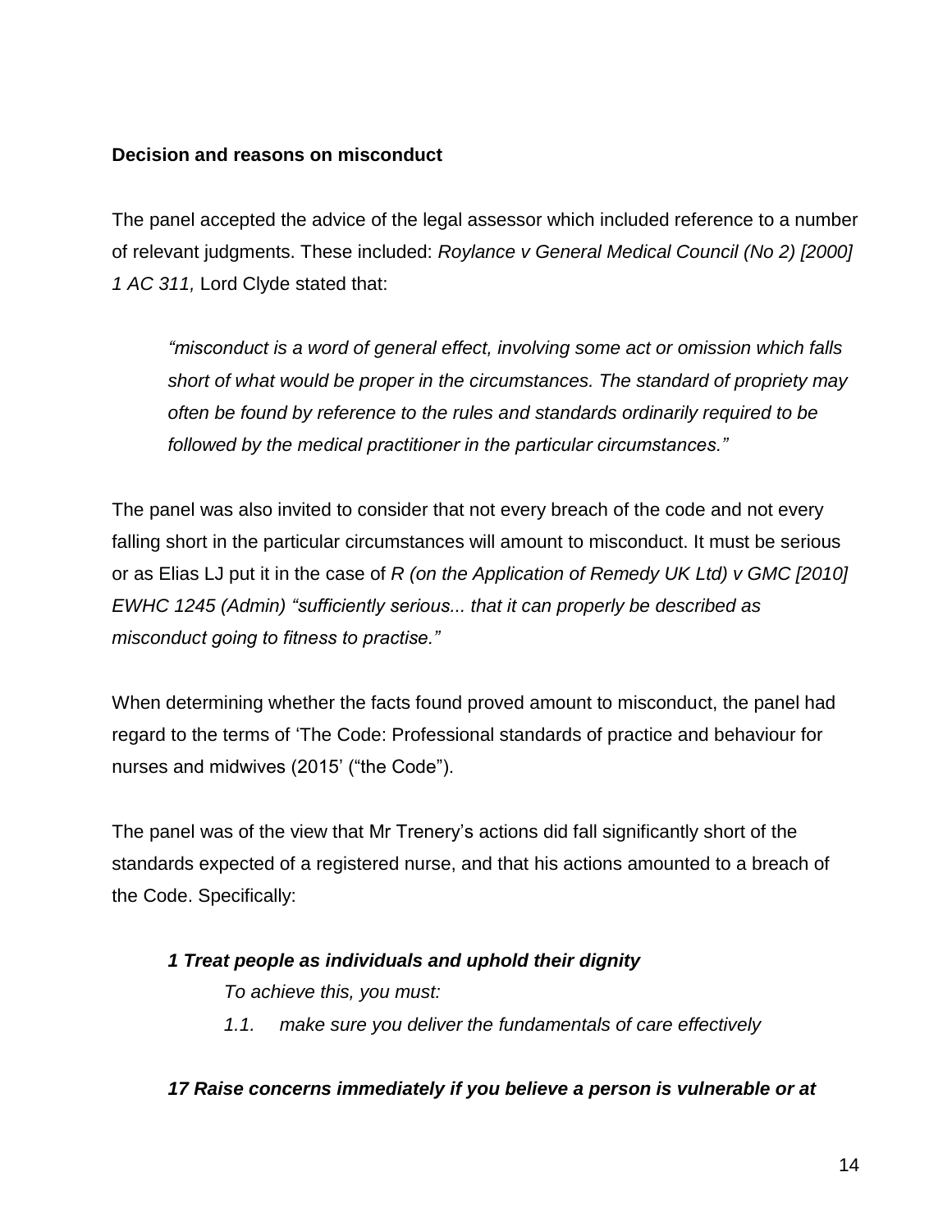**Decision and reasons on misconduct**

The panel accepted the advice of the legal assessor which included reference to a number of relevant judgments. These included: *Roylance v General Medical Council (No 2) [2000] 1 AC 311,* Lord Clyde stated that:

> *"misconduct is a word of general effect, involving some act or omission which falls short of what would be proper in the circumstances. The standard of propriety may often be found by reference to the rules and standards ordinarily required to be followed by the medical practitioner in the particular circumstances."*

The panel was also invited to consider that not every breach of the code and not every falling short in the particular circumstances will amount to misconduct. It must be serious or as Elias LJ put it in the case of *R (on the Application of Remedy UK Ltd) v GMC [2010] EWHC 1245 (Admin) "sufficiently serious... that it can properly be described as misconduct going to fitness to practise."*

When determining whether the facts found proved amount to misconduct, the panel had regard to the terms of 'The Code: Professional standards of practice and behaviour for nurses and midwives (2015' ("the Code").

The panel was of the view that Mr Trenery's actions did fall significantly short of the standards expected of a registered nurse, and that his actions amounted to a breach of the Code. Specifically:

> ***1 Treat people as individuals and uphold their dignity***
>
> *To achieve this, you must:*
>
> *1.1. make sure you deliver the fundamentals of care effectively*
>
> ***17 Raise concerns immediately if you believe a person is vulnerable or at***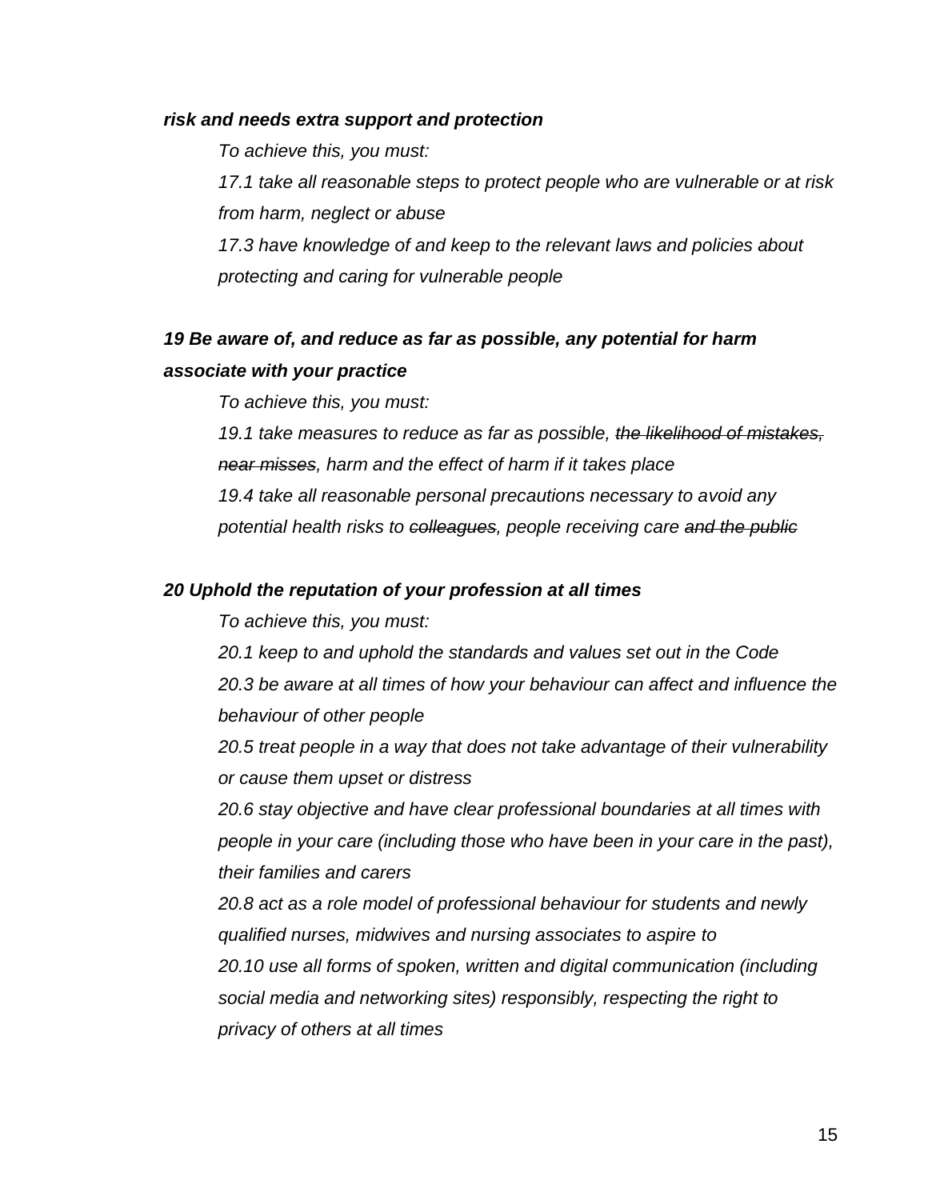***risk and needs extra support and protection***

*To achieve this, you must:*

*17.1 take all reasonable steps to protect people who are vulnerable or at risk from harm, neglect or abuse*

*17.3 have knowledge of and keep to the relevant laws and policies about protecting and caring for vulnerable people*

***19 Be aware of, and reduce as far as possible, any potential for harm associate with your practice***

*To achieve this, you must:*

*19.1 take measures to reduce as far as possible, ~~the likelihood of mistakes, near misses~~, harm and the effect of harm if it takes place*

*19.4 take all reasonable personal precautions necessary to avoid any potential health risks to ~~colleagues~~, people receiving care ~~and the public~~*

***20 Uphold the reputation of your profession at all times***

*To achieve this, you must:*

*20.1 keep to and uphold the standards and values set out in the Code*

*20.3 be aware at all times of how your behaviour can affect and influence the behaviour of other people*

*20.5 treat people in a way that does not take advantage of their vulnerability or cause them upset or distress*

*20.6 stay objective and have clear professional boundaries at all times with people in your care (including those who have been in your care in the past), their families and carers*

*20.8 act as a role model of professional behaviour for students and newly qualified nurses, midwives and nursing associates to aspire to*

*20.10 use all forms of spoken, written and digital communication (including social media and networking sites) responsibly, respecting the right to privacy of others at all times*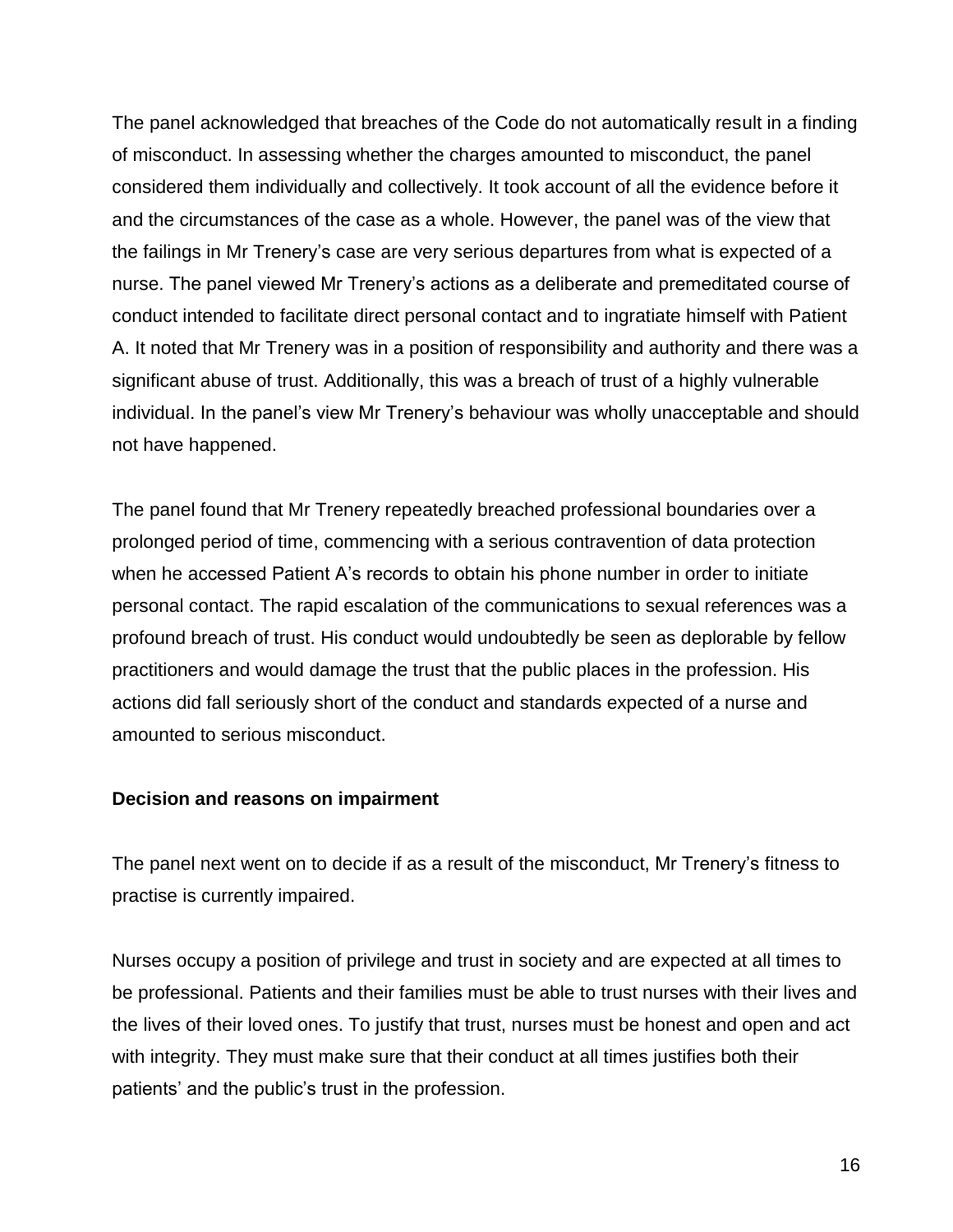The panel acknowledged that breaches of the Code do not automatically result in a finding of misconduct. In assessing whether the charges amounted to misconduct, the panel considered them individually and collectively. It took account of all the evidence before it and the circumstances of the case as a whole. However, the panel was of the view that the failings in Mr Trenery's case are very serious departures from what is expected of a nurse. The panel viewed Mr Trenery's actions as a deliberate and premeditated course of conduct intended to facilitate direct personal contact and to ingratiate himself with Patient A. It noted that Mr Trenery was in a position of responsibility and authority and there was a significant abuse of trust. Additionally, this was a breach of trust of a highly vulnerable individual. In the panel's view Mr Trenery's behaviour was wholly unacceptable and should not have happened.

The panel found that Mr Trenery repeatedly breached professional boundaries over a prolonged period of time, commencing with a serious contravention of data protection when he accessed Patient A's records to obtain his phone number in order to initiate personal contact. The rapid escalation of the communications to sexual references was a profound breach of trust. His conduct would undoubtedly be seen as deplorable by fellow practitioners and would damage the trust that the public places in the profession. His actions did fall seriously short of the conduct and standards expected of a nurse and amounted to serious misconduct.

**Decision and reasons on impairment**

The panel next went on to decide if as a result of the misconduct, Mr Trenery's fitness to practise is currently impaired.

Nurses occupy a position of privilege and trust in society and are expected at all times to be professional. Patients and their families must be able to trust nurses with their lives and the lives of their loved ones. To justify that trust, nurses must be honest and open and act with integrity. They must make sure that their conduct at all times justifies both their patients' and the public's trust in the profession.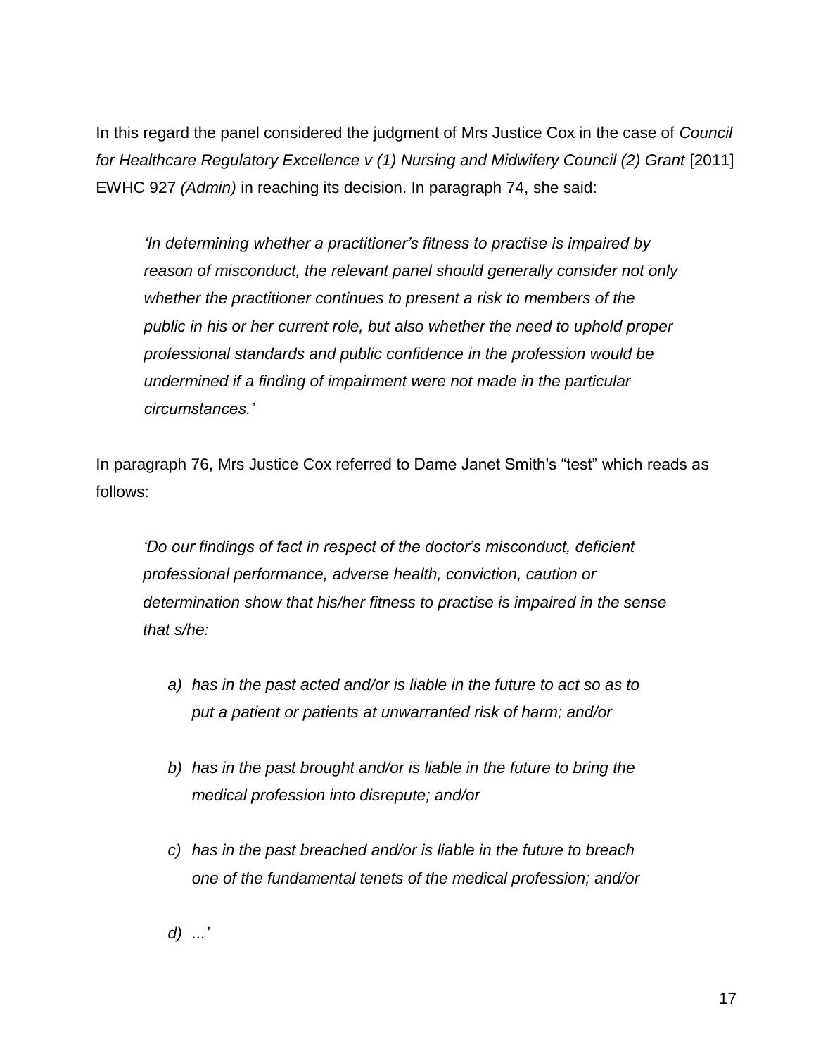In this regard the panel considered the judgment of Mrs Justice Cox in the case of *Council for Healthcare Regulatory Excellence v (1) Nursing and Midwifery Council (2) Grant* [2011] EWHC 927 *(Admin)* in reaching its decision. In paragraph 74, she said:

> *'In determining whether a practitioner's fitness to practise is impaired by reason of misconduct, the relevant panel should generally consider not only whether the practitioner continues to present a risk to members of the public in his or her current role, but also whether the need to uphold proper professional standards and public confidence in the profession would be undermined if a finding of impairment were not made in the particular circumstances.'*

In paragraph 76, Mrs Justice Cox referred to Dame Janet Smith's "test" which reads as follows:

> *'Do our findings of fact in respect of the doctor's misconduct, deficient professional performance, adverse health, conviction, caution or determination show that his/her fitness to practise is impaired in the sense that s/he:*
>
> *a) has in the past acted and/or is liable in the future to act so as to put a patient or patients at unwarranted risk of harm; and/or*
>
> *b) has in the past brought and/or is liable in the future to bring the medical profession into disrepute; and/or*
>
> *c) has in the past breached and/or is liable in the future to breach one of the fundamental tenets of the medical profession; and/or*
>
> *d) ...'*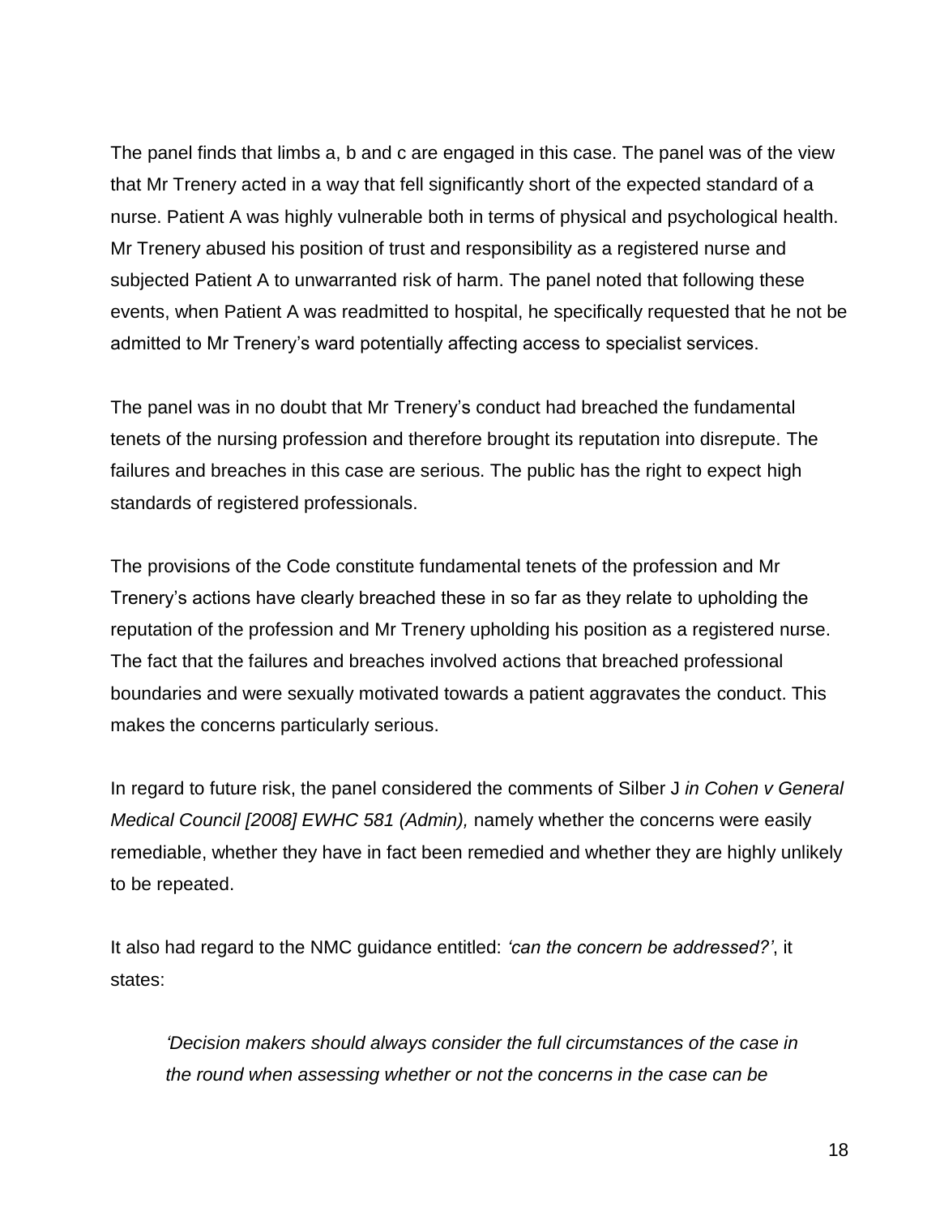The panel finds that limbs a, b and c are engaged in this case. The panel was of the view that Mr Trenery acted in a way that fell significantly short of the expected standard of a nurse. Patient A was highly vulnerable both in terms of physical and psychological health. Mr Trenery abused his position of trust and responsibility as a registered nurse and subjected Patient A to unwarranted risk of harm. The panel noted that following these events, when Patient A was readmitted to hospital, he specifically requested that he not be admitted to Mr Trenery's ward potentially affecting access to specialist services.

The panel was in no doubt that Mr Trenery's conduct had breached the fundamental tenets of the nursing profession and therefore brought its reputation into disrepute. The failures and breaches in this case are serious. The public has the right to expect high standards of registered professionals.

The provisions of the Code constitute fundamental tenets of the profession and Mr Trenery's actions have clearly breached these in so far as they relate to upholding the reputation of the profession and Mr Trenery upholding his position as a registered nurse. The fact that the failures and breaches involved actions that breached professional boundaries and were sexually motivated towards a patient aggravates the conduct. This makes the concerns particularly serious.

In regard to future risk, the panel considered the comments of Silber J *in Cohen v General Medical Council [2008] EWHC 581 (Admin),* namely whether the concerns were easily remediable, whether they have in fact been remedied and whether they are highly unlikely to be repeated.

It also had regard to the NMC guidance entitled: *'can the concern be addressed?'*, it states:

> *'Decision makers should always consider the full circumstances of the case in the round when assessing whether or not the concerns in the case can be*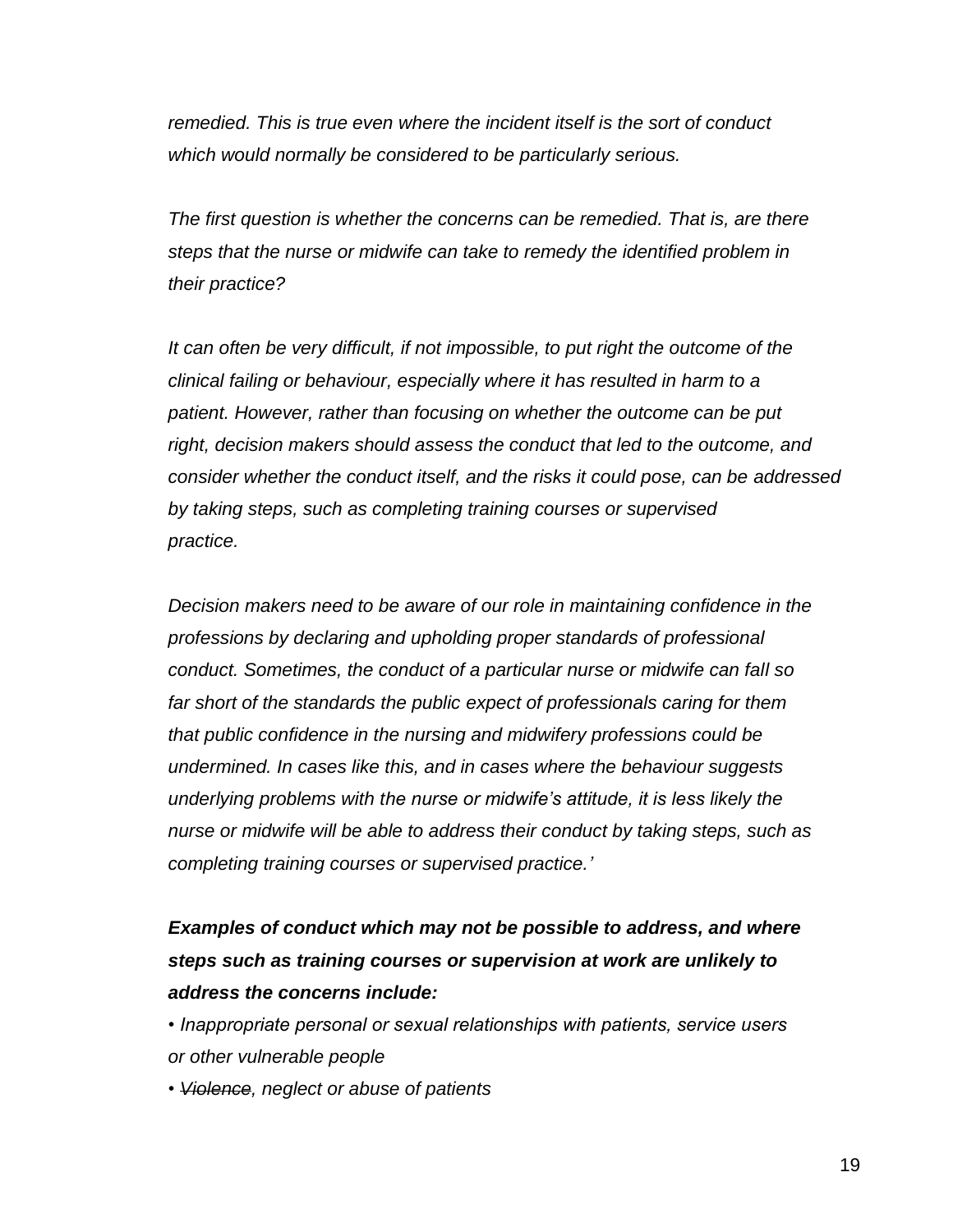*remedied. This is true even where the incident itself is the sort of conduct which would normally be considered to be particularly serious.*

*The first question is whether the concerns can be remedied. That is, are there steps that the nurse or midwife can take to remedy the identified problem in their practice?*

*It can often be very difficult, if not impossible, to put right the outcome of the clinical failing or behaviour, especially where it has resulted in harm to a patient. However, rather than focusing on whether the outcome can be put right, decision makers should assess the conduct that led to the outcome, and consider whether the conduct itself, and the risks it could pose, can be addressed by taking steps, such as completing training courses or supervised practice.*

*Decision makers need to be aware of our role in maintaining confidence in the professions by declaring and upholding proper standards of professional conduct. Sometimes, the conduct of a particular nurse or midwife can fall so far short of the standards the public expect of professionals caring for them that public confidence in the nursing and midwifery professions could be undermined. In cases like this, and in cases where the behaviour suggests underlying problems with the nurse or midwife's attitude, it is less likely the nurse or midwife will be able to address their conduct by taking steps, such as completing training courses or supervised practice.'*

***Examples of conduct which may not be possible to address, and where steps such as training courses or supervision at work are unlikely to address the concerns include:***

- *Inappropriate personal or sexual relationships with patients, service users or other vulnerable people*
- *~~Violence~~, neglect or abuse of patients*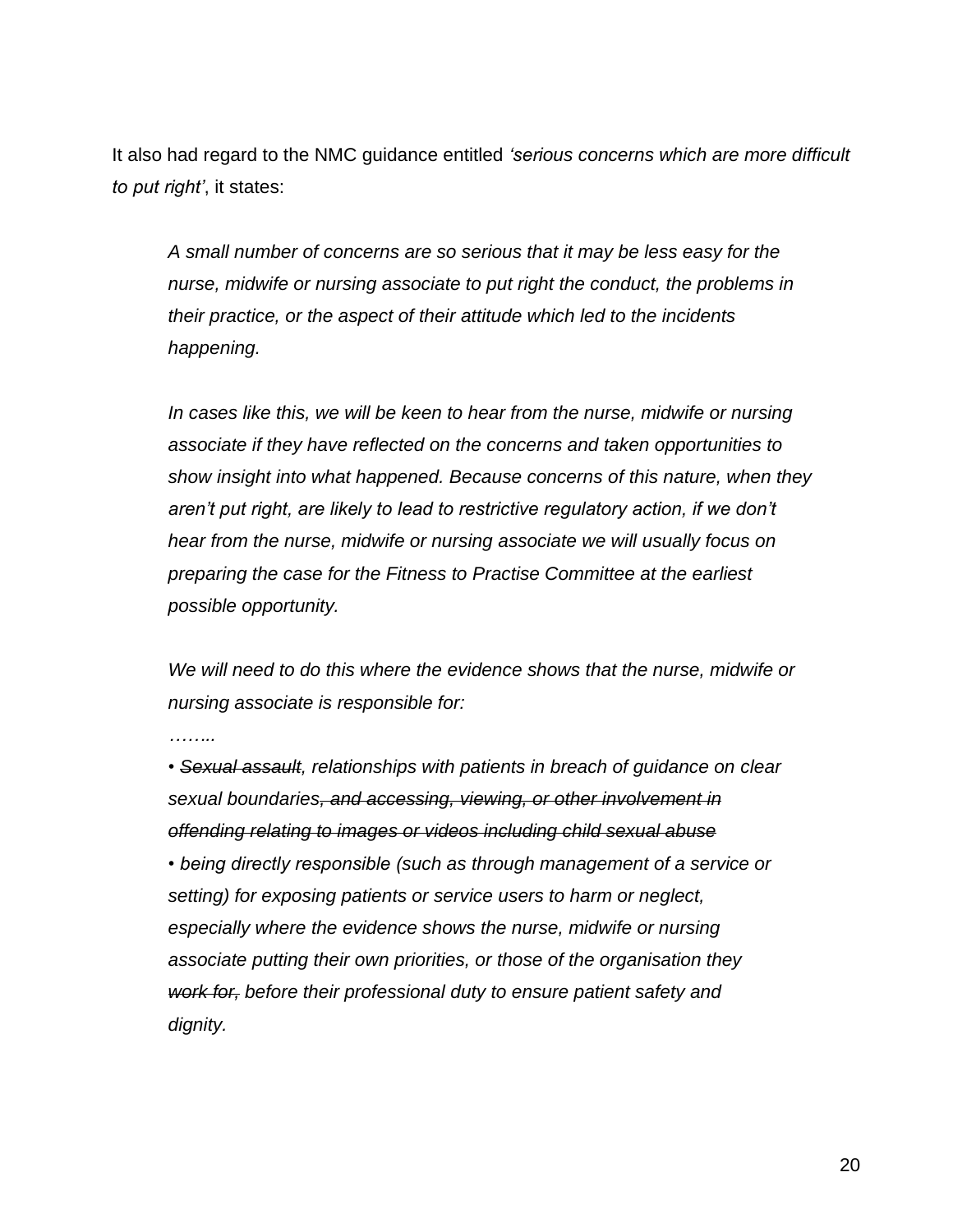It also had regard to the NMC guidance entitled *'serious concerns which are more difficult to put right'*, it states:

> *A small number of concerns are so serious that it may be less easy for the nurse, midwife or nursing associate to put right the conduct, the problems in their practice, or the aspect of their attitude which led to the incidents happening.*
>
> *In cases like this, we will be keen to hear from the nurse, midwife or nursing associate if they have reflected on the concerns and taken opportunities to show insight into what happened. Because concerns of this nature, when they aren't put right, are likely to lead to restrictive regulatory action, if we don't hear from the nurse, midwife or nursing associate we will usually focus on preparing the case for the Fitness to Practise Committee at the earliest possible opportunity.*
>
> *We will need to do this where the evidence shows that the nurse, midwife or nursing associate is responsible for:*
>
> *……..*
>
> *• ~~Sexual assault~~, relationships with patients in breach of guidance on clear sexual boundaries~~, and accessing, viewing, or other involvement in offending relating to images or videos including child sexual abuse~~*
>
> *• being directly responsible (such as through management of a service or setting) for exposing patients or service users to harm or neglect, especially where the evidence shows the nurse, midwife or nursing associate putting their own priorities, or those of the organisation they ~~work for,~~ before their professional duty to ensure patient safety and dignity.*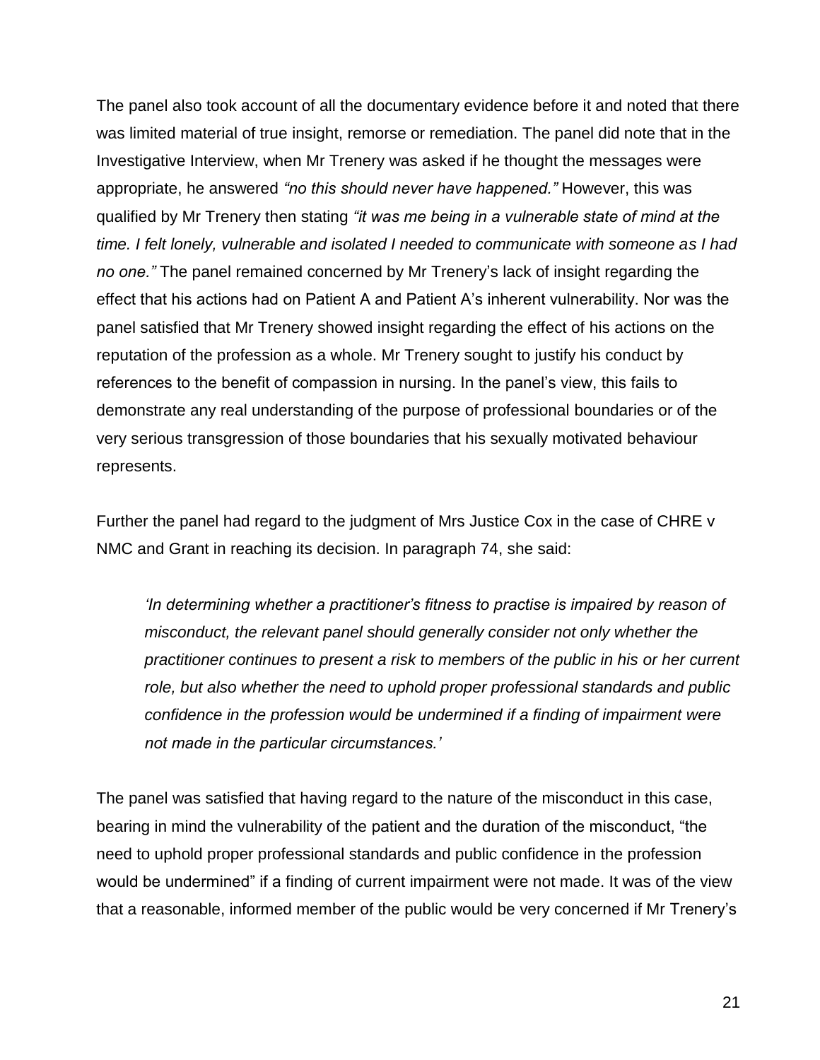The panel also took account of all the documentary evidence before it and noted that there was limited material of true insight, remorse or remediation. The panel did note that in the Investigative Interview, when Mr Trenery was asked if he thought the messages were appropriate, he answered *"no this should never have happened."* However, this was qualified by Mr Trenery then stating *"it was me being in a vulnerable state of mind at the time. I felt lonely, vulnerable and isolated I needed to communicate with someone as I had no one."* The panel remained concerned by Mr Trenery's lack of insight regarding the effect that his actions had on Patient A and Patient A's inherent vulnerability. Nor was the panel satisfied that Mr Trenery showed insight regarding the effect of his actions on the reputation of the profession as a whole. Mr Trenery sought to justify his conduct by references to the benefit of compassion in nursing. In the panel's view, this fails to demonstrate any real understanding of the purpose of professional boundaries or of the very serious transgression of those boundaries that his sexually motivated behaviour represents.

Further the panel had regard to the judgment of Mrs Justice Cox in the case of CHRE v NMC and Grant in reaching its decision. In paragraph 74, she said:

> *'In determining whether a practitioner's fitness to practise is impaired by reason of misconduct, the relevant panel should generally consider not only whether the practitioner continues to present a risk to members of the public in his or her current role, but also whether the need to uphold proper professional standards and public confidence in the profession would be undermined if a finding of impairment were not made in the particular circumstances.'*

The panel was satisfied that having regard to the nature of the misconduct in this case, bearing in mind the vulnerability of the patient and the duration of the misconduct, "the need to uphold proper professional standards and public confidence in the profession would be undermined" if a finding of current impairment were not made. It was of the view that a reasonable, informed member of the public would be very concerned if Mr Trenery's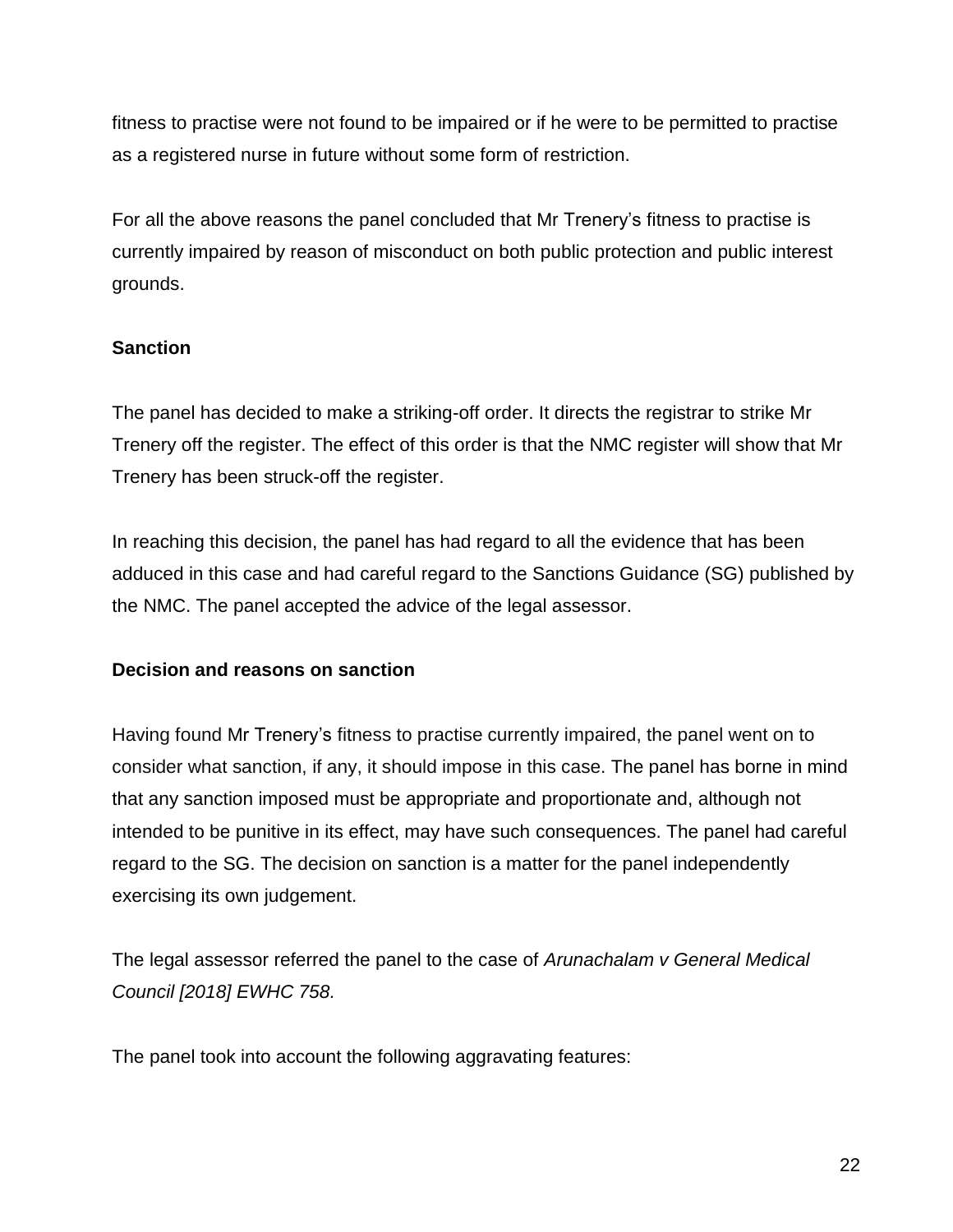fitness to practise were not found to be impaired or if he were to be permitted to practise as a registered nurse in future without some form of restriction.

For all the above reasons the panel concluded that Mr Trenery's fitness to practise is currently impaired by reason of misconduct on both public protection and public interest grounds.

**Sanction**

The panel has decided to make a striking-off order. It directs the registrar to strike Mr Trenery off the register. The effect of this order is that the NMC register will show that Mr Trenery has been struck-off the register.

In reaching this decision, the panel has had regard to all the evidence that has been adduced in this case and had careful regard to the Sanctions Guidance (SG) published by the NMC. The panel accepted the advice of the legal assessor.

**Decision and reasons on sanction**

Having found Mr Trenery's fitness to practise currently impaired, the panel went on to consider what sanction, if any, it should impose in this case. The panel has borne in mind that any sanction imposed must be appropriate and proportionate and, although not intended to be punitive in its effect, may have such consequences. The panel had careful regard to the SG. The decision on sanction is a matter for the panel independently exercising its own judgement.

The legal assessor referred the panel to the case of *Arunachalam v General Medical Council [2018] EWHC 758.*

The panel took into account the following aggravating features: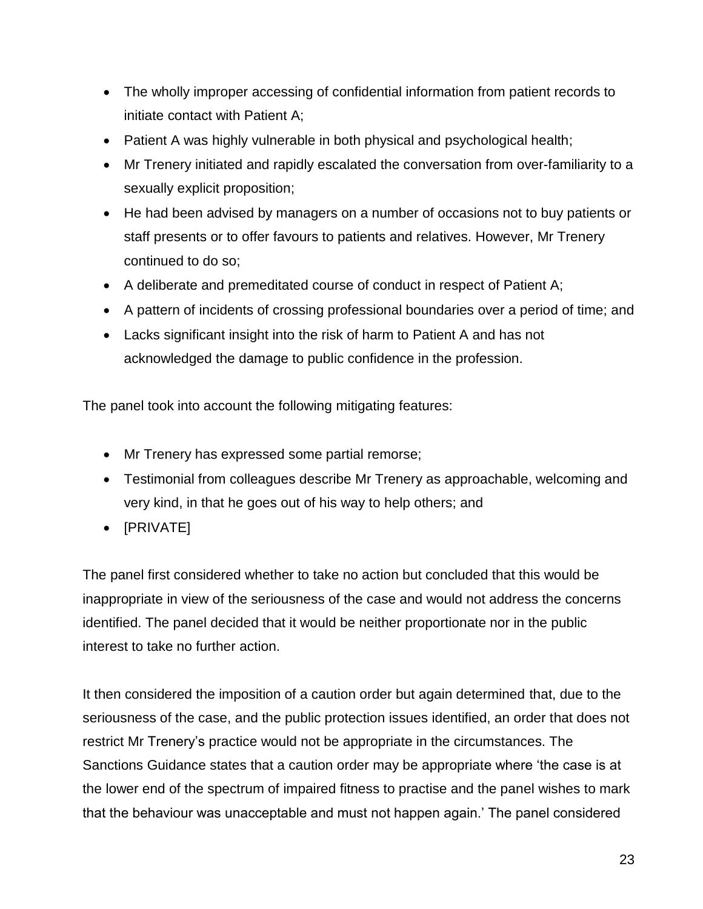- The wholly improper accessing of confidential information from patient records to initiate contact with Patient A;
- Patient A was highly vulnerable in both physical and psychological health;
- Mr Trenery initiated and rapidly escalated the conversation from over-familiarity to a sexually explicit proposition;
- He had been advised by managers on a number of occasions not to buy patients or staff presents or to offer favours to patients and relatives. However, Mr Trenery continued to do so;
- A deliberate and premeditated course of conduct in respect of Patient A;
- A pattern of incidents of crossing professional boundaries over a period of time; and
- Lacks significant insight into the risk of harm to Patient A and has not acknowledged the damage to public confidence in the profession.

The panel took into account the following mitigating features:

- Mr Trenery has expressed some partial remorse;
- Testimonial from colleagues describe Mr Trenery as approachable, welcoming and very kind, in that he goes out of his way to help others; and
- [PRIVATE]

The panel first considered whether to take no action but concluded that this would be inappropriate in view of the seriousness of the case and would not address the concerns identified. The panel decided that it would be neither proportionate nor in the public interest to take no further action.

It then considered the imposition of a caution order but again determined that, due to the seriousness of the case, and the public protection issues identified, an order that does not restrict Mr Trenery's practice would not be appropriate in the circumstances. The Sanctions Guidance states that a caution order may be appropriate where 'the case is at the lower end of the spectrum of impaired fitness to practise and the panel wishes to mark that the behaviour was unacceptable and must not happen again.' The panel considered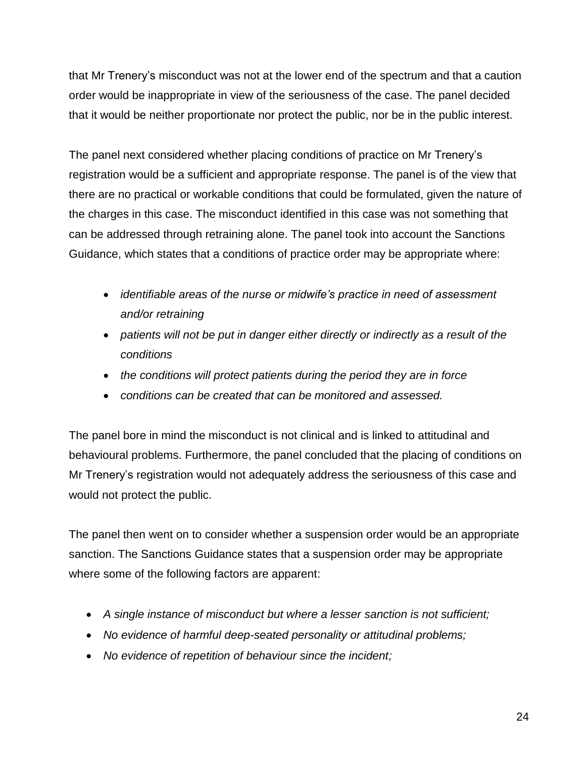that Mr Trenery's misconduct was not at the lower end of the spectrum and that a caution order would be inappropriate in view of the seriousness of the case. The panel decided that it would be neither proportionate nor protect the public, nor be in the public interest.

The panel next considered whether placing conditions of practice on Mr Trenery's registration would be a sufficient and appropriate response. The panel is of the view that there are no practical or workable conditions that could be formulated, given the nature of the charges in this case. The misconduct identified in this case was not something that can be addressed through retraining alone. The panel took into account the Sanctions Guidance, which states that a conditions of practice order may be appropriate where:

- *identifiable areas of the nurse or midwife's practice in need of assessment and/or retraining*
- *patients will not be put in danger either directly or indirectly as a result of the conditions*
- *the conditions will protect patients during the period they are in force*
- *conditions can be created that can be monitored and assessed.*

The panel bore in mind the misconduct is not clinical and is linked to attitudinal and behavioural problems. Furthermore, the panel concluded that the placing of conditions on Mr Trenery's registration would not adequately address the seriousness of this case and would not protect the public.

The panel then went on to consider whether a suspension order would be an appropriate sanction. The Sanctions Guidance states that a suspension order may be appropriate where some of the following factors are apparent:

- *A single instance of misconduct but where a lesser sanction is not sufficient;*
- *No evidence of harmful deep-seated personality or attitudinal problems;*
- *No evidence of repetition of behaviour since the incident;*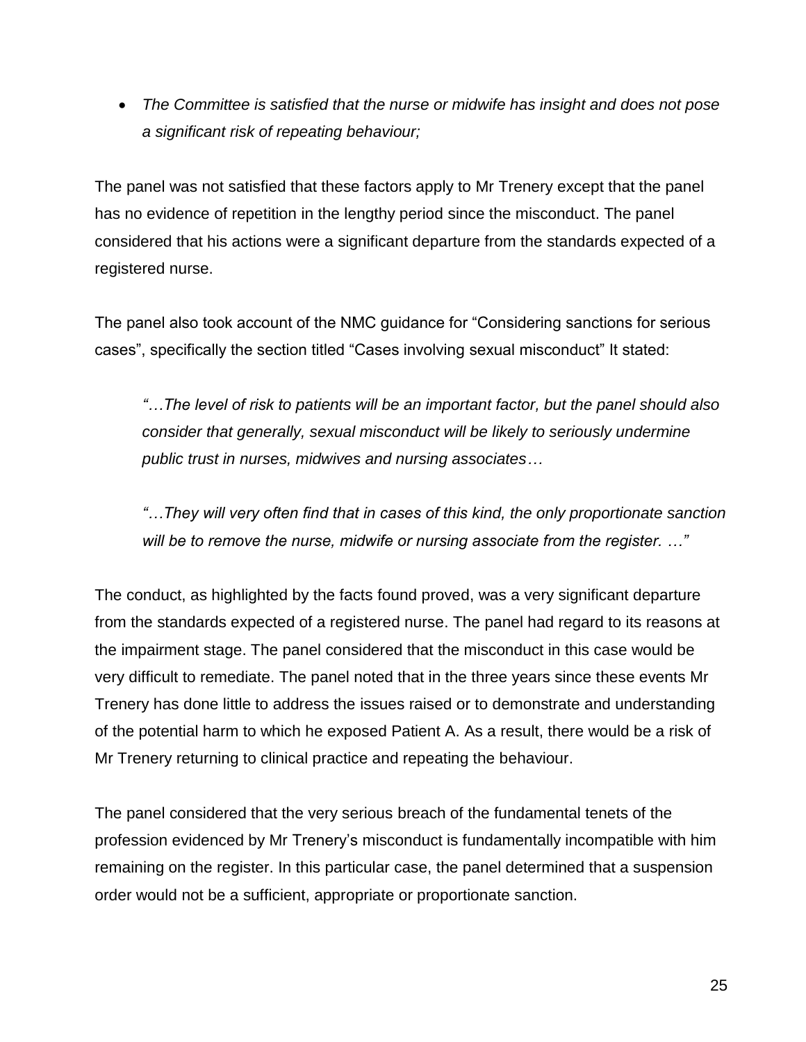- *The Committee is satisfied that the nurse or midwife has insight and does not pose a significant risk of repeating behaviour;*

The panel was not satisfied that these factors apply to Mr Trenery except that the panel has no evidence of repetition in the lengthy period since the misconduct. The panel considered that his actions were a significant departure from the standards expected of a registered nurse.

The panel also took account of the NMC guidance for "Considering sanctions for serious cases", specifically the section titled "Cases involving sexual misconduct" It stated:

> *"…The level of risk to patients will be an important factor, but the panel should also consider that generally, sexual misconduct will be likely to seriously undermine public trust in nurses, midwives and nursing associates…*
>
> *"…They will very often find that in cases of this kind, the only proportionate sanction will be to remove the nurse, midwife or nursing associate from the register. …"*

The conduct, as highlighted by the facts found proved, was a very significant departure from the standards expected of a registered nurse. The panel had regard to its reasons at the impairment stage. The panel considered that the misconduct in this case would be very difficult to remediate. The panel noted that in the three years since these events Mr Trenery has done little to address the issues raised or to demonstrate and understanding of the potential harm to which he exposed Patient A. As a result, there would be a risk of Mr Trenery returning to clinical practice and repeating the behaviour.

The panel considered that the very serious breach of the fundamental tenets of the profession evidenced by Mr Trenery's misconduct is fundamentally incompatible with him remaining on the register. In this particular case, the panel determined that a suspension order would not be a sufficient, appropriate or proportionate sanction.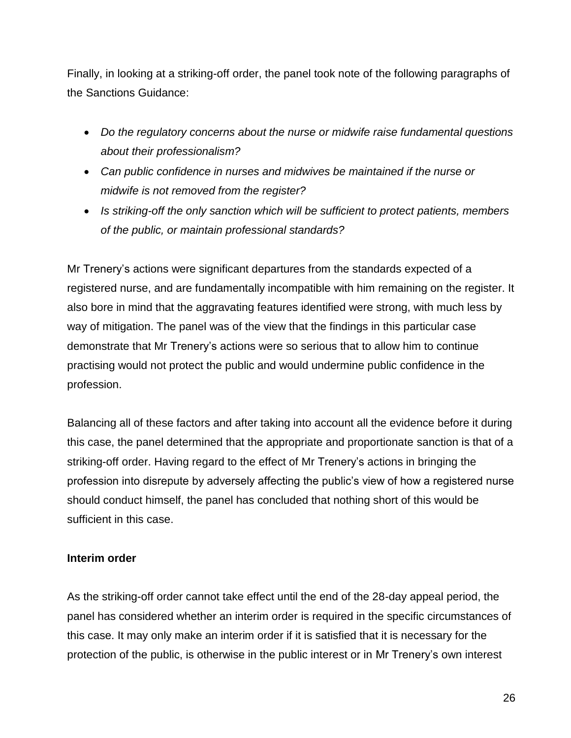Finally, in looking at a striking-off order, the panel took note of the following paragraphs of the Sanctions Guidance:

- *Do the regulatory concerns about the nurse or midwife raise fundamental questions about their professionalism?*
- *Can public confidence in nurses and midwives be maintained if the nurse or midwife is not removed from the register?*
- *Is striking-off the only sanction which will be sufficient to protect patients, members of the public, or maintain professional standards?*

Mr Trenery's actions were significant departures from the standards expected of a registered nurse, and are fundamentally incompatible with him remaining on the register. It also bore in mind that the aggravating features identified were strong, with much less by way of mitigation. The panel was of the view that the findings in this particular case demonstrate that Mr Trenery's actions were so serious that to allow him to continue practising would not protect the public and would undermine public confidence in the profession.

Balancing all of these factors and after taking into account all the evidence before it during this case, the panel determined that the appropriate and proportionate sanction is that of a striking-off order. Having regard to the effect of Mr Trenery's actions in bringing the profession into disrepute by adversely affecting the public's view of how a registered nurse should conduct himself, the panel has concluded that nothing short of this would be sufficient in this case.

**Interim order**

As the striking-off order cannot take effect until the end of the 28-day appeal period, the panel has considered whether an interim order is required in the specific circumstances of this case. It may only make an interim order if it is satisfied that it is necessary for the protection of the public, is otherwise in the public interest or in Mr Trenery's own interest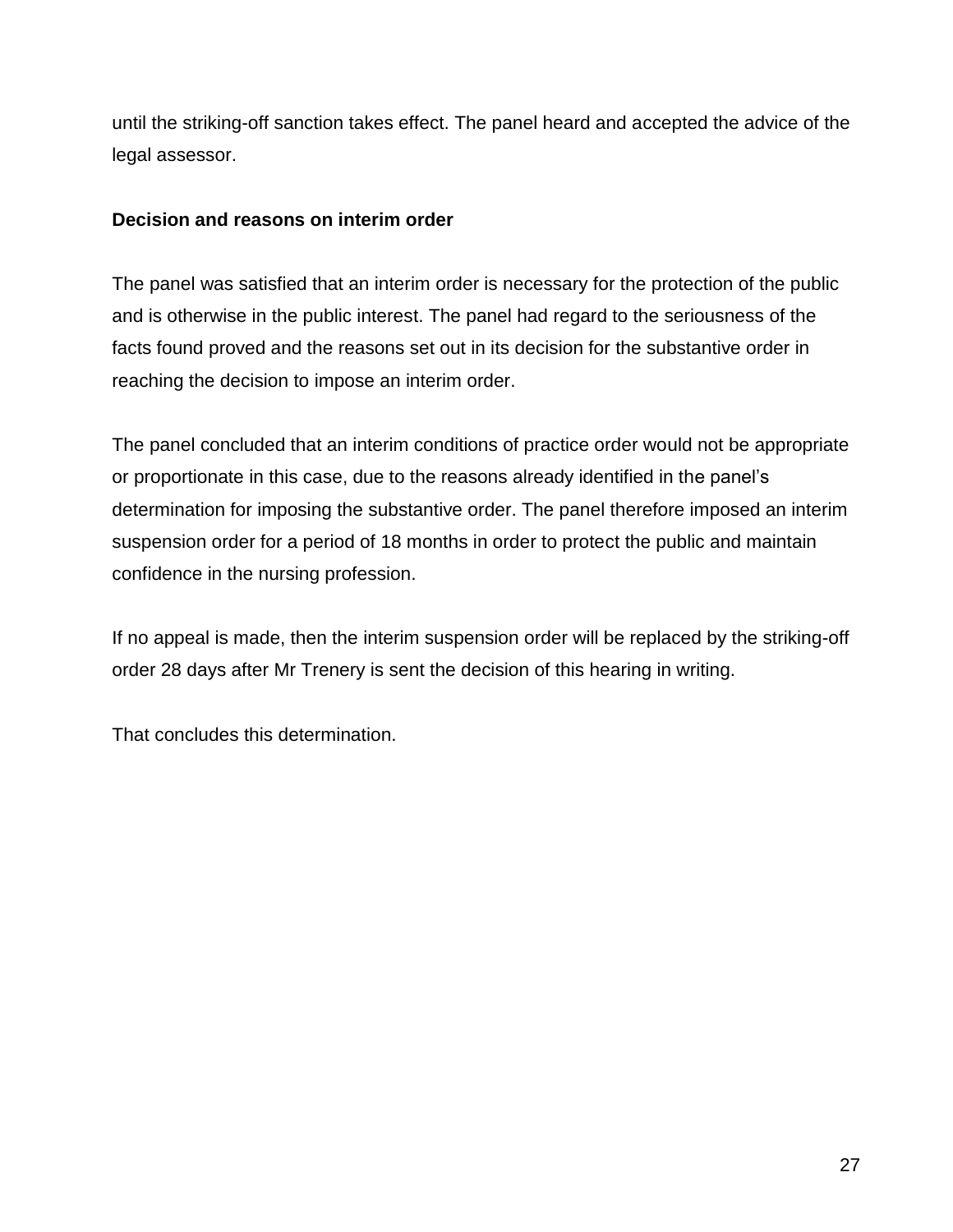until the striking-off sanction takes effect. The panel heard and accepted the advice of the legal assessor.

**Decision and reasons on interim order**

The panel was satisfied that an interim order is necessary for the protection of the public and is otherwise in the public interest. The panel had regard to the seriousness of the facts found proved and the reasons set out in its decision for the substantive order in reaching the decision to impose an interim order.

The panel concluded that an interim conditions of practice order would not be appropriate or proportionate in this case, due to the reasons already identified in the panel's determination for imposing the substantive order. The panel therefore imposed an interim suspension order for a period of 18 months in order to protect the public and maintain confidence in the nursing profession.

If no appeal is made, then the interim suspension order will be replaced by the striking-off order 28 days after Mr Trenery is sent the decision of this hearing in writing.

That concludes this determination.